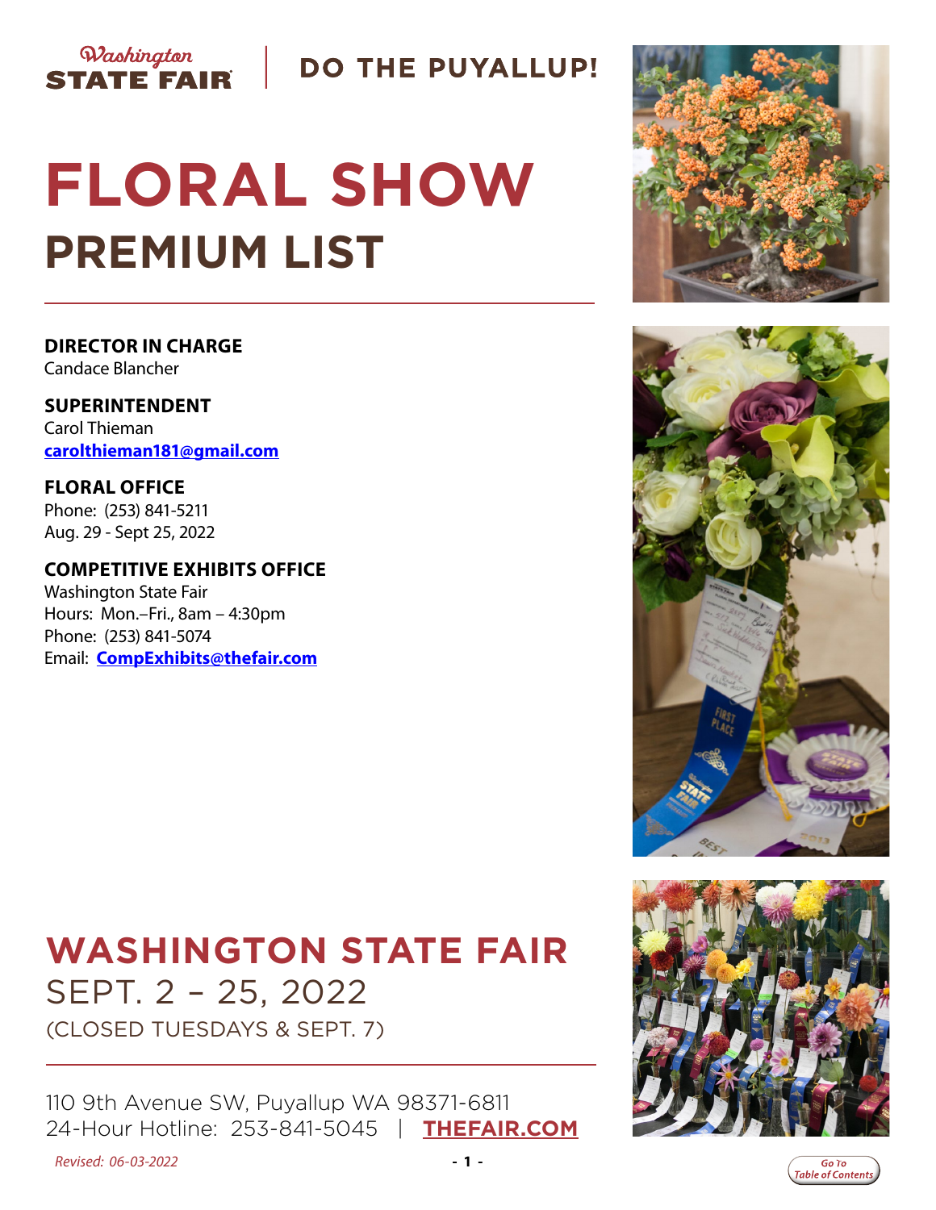Washington STATE FAIR | DO THE PUYALLUP!

# FLORAL SHOW

## PREMIUM LIST

**DIRECTOR IN CHARGE**
Candace Blancher

**SUPERINTENDENT**
Carol Thieman
**carolthieman181@gmail.com**

**FLORAL OFFICE**
Phone: (253) 841-5211
Aug. 29 - Sept 25, 2022

**COMPETITIVE EXHIBITS OFFICE**
Washington State Fair
Hours: Mon.–Fri., 8am – 4:30pm
Phone: (253) 841-5074
Email: **CompExhibits@thefair.com**

## WASHINGTON STATE FAIR

SEPT. 2 – 25, 2022
(CLOSED TUESDAYS & SEPT. 7)

110 9th Avenue SW, Puyallup WA 98371-6811
24-Hour Hotline: 253-841-5045 | **THEFAIR.COM**

*Revised: 06-03-2022*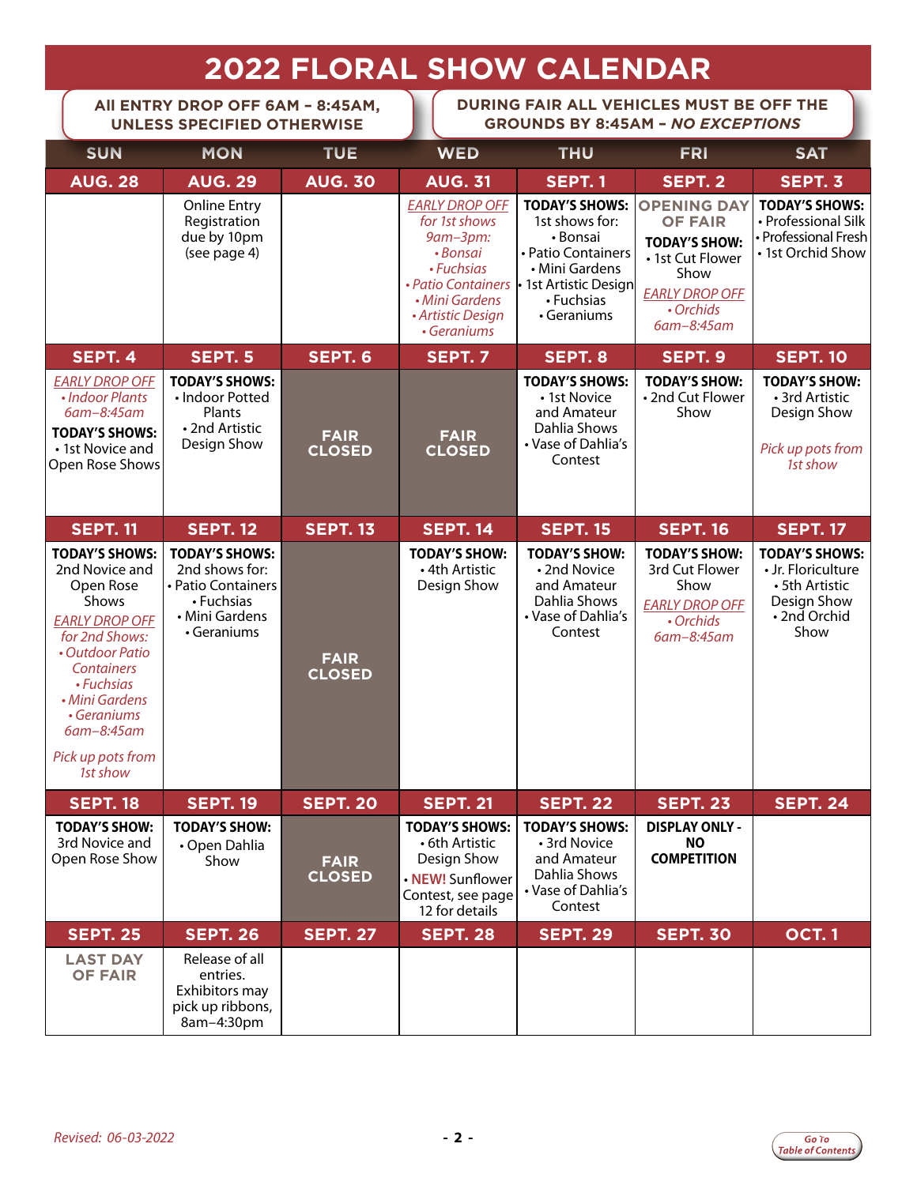# 2022 FLORAL SHOW CALENDAR

**ALL ENTRY DROP OFF 6AM – 8:45AM, UNLESS SPECIFIED OTHERWISE**

**DURING FAIR ALL VEHICLES MUST BE OFF THE GROUNDS BY 8:45AM – *NO EXCEPTIONS***

| SUN | MON | TUE | WED | THU | FRI | SAT |
|---|---|---|---|---|---|---|
| **AUG. 28** | **AUG. 29** | **AUG. 30** | **AUG. 31** | **SEPT. 1** | **SEPT. 2** | **SEPT. 3** |
| | Online Entry Registration due by 10pm (see page 4) | | *EARLY DROP OFF for 1st shows 9am–3pm:* *• Bonsai • Fuchsias • Patio Containers • Mini Gardens • Artistic Design • Geraniums* | **TODAY'S SHOWS:** 1st shows for: • Bonsai • Patio Containers • Mini Gardens • 1st Artistic Design • Fuchsias • Geraniums | **OPENING DAY OF FAIR** **TODAY'S SHOW:** • 1st Cut Flower Show *EARLY DROP OFF • Orchids 6am–8:45am* | **TODAY'S SHOWS:** • Professional Silk • Professional Fresh • 1st Orchid Show |
| **SEPT. 4** | **SEPT. 5** | **SEPT. 6** | **SEPT. 7** | **SEPT. 8** | **SEPT. 9** | **SEPT. 10** |
| *EARLY DROP OFF • Indoor Plants 6am–8:45am* **TODAY'S SHOWS:** • 1st Novice and Open Rose Shows | **TODAY'S SHOWS:** • Indoor Potted Plants • 2nd Artistic Design Show | **FAIR CLOSED** | **FAIR CLOSED** | **TODAY'S SHOWS:** • 1st Novice and Amateur Dahlia Shows • Vase of Dahlia's Contest | **TODAY'S SHOW:** • 2nd Cut Flower Show | **TODAY'S SHOW:** • 3rd Artistic Design Show *Pick up pots from 1st show* |
| **SEPT. 11** | **SEPT. 12** | **SEPT. 13** | **SEPT. 14** | **SEPT. 15** | **SEPT. 16** | **SEPT. 17** |
| **TODAY'S SHOWS:** 2nd Novice and Open Rose Shows *EARLY DROP OFF for 2nd Shows: • Outdoor Patio Containers • Fuchsias • Mini Gardens • Geraniums 6am–8:45am* *Pick up pots from 1st show* | **TODAY'S SHOWS:** 2nd shows for: • Patio Containers • Fuchsias • Mini Gardens • Geraniums | **FAIR CLOSED** | **TODAY'S SHOW:** • 4th Artistic Design Show | **TODAY'S SHOW:** • 2nd Novice and Amateur Dahlia Shows • Vase of Dahlia's Contest | **TODAY'S SHOW:** 3rd Cut Flower Show *EARLY DROP OFF • Orchids 6am–8:45am* | **TODAY'S SHOWS:** • Jr. Floriculture • 5th Artistic Design Show • 2nd Orchid Show |
| **SEPT. 18** | **SEPT. 19** | **SEPT. 20** | **SEPT. 21** | **SEPT. 22** | **SEPT. 23** | **SEPT. 24** |
| **TODAY'S SHOW:** 3rd Novice and Open Rose Show | **TODAY'S SHOW:** • Open Dahlia Show | **FAIR CLOSED** | **TODAY'S SHOWS:** • 6th Artistic Design Show • **NEW!** Sunflower Contest, see page 12 for details | **TODAY'S SHOWS:** • 3rd Novice and Amateur Dahlia Shows • Vase of Dahlia's Contest | **DISPLAY ONLY - NO COMPETITION** | |
| **SEPT. 25** | **SEPT. 26** | **SEPT. 27** | **SEPT. 28** | **SEPT. 29** | **SEPT. 30** | **OCT. 1** |
| **LAST DAY OF FAIR** | Release of all entries. Exhibitors may pick up ribbons, 8am–4:30pm | | | | | |

*Revised: 06-03-2022*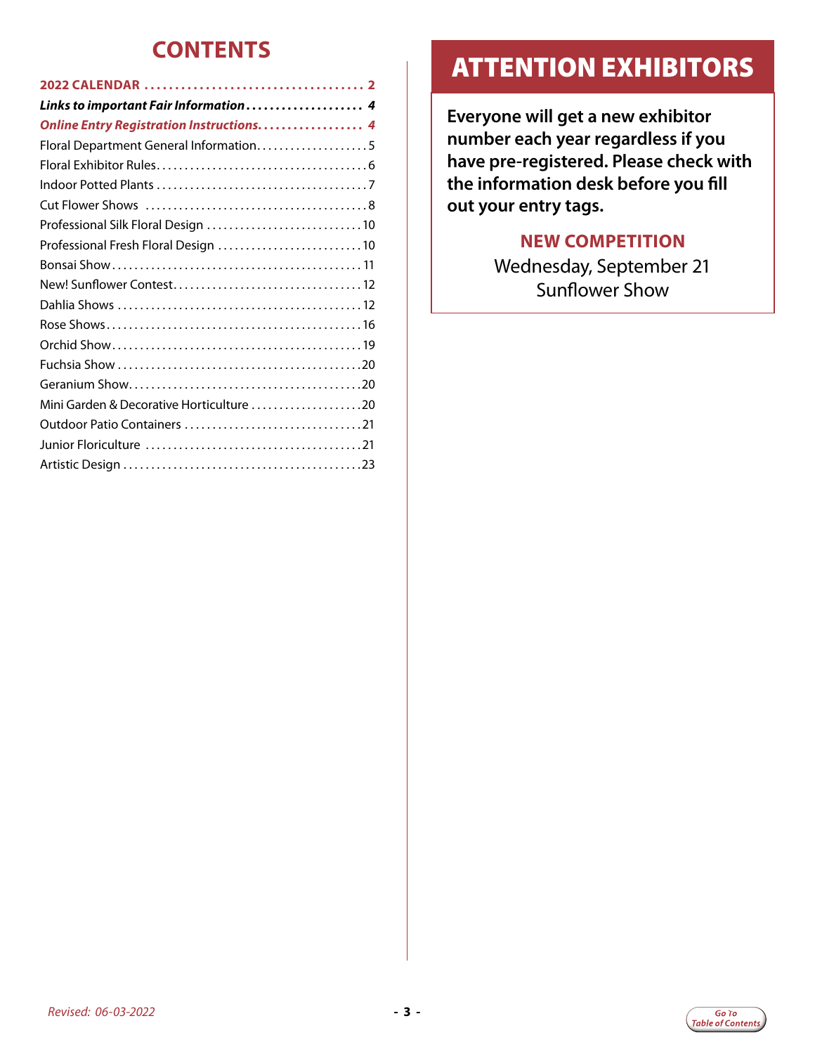# CONTENTS

**2022 CALENDAR .................................... 2**

***Links to important Fair Information .................... 4***

***Online Entry Registration Instructions.................. 4***

Floral Department General Information.................... 5

Floral Exhibitor Rules...................................... 6

Indoor Potted Plants ...................................... 7

Cut Flower Shows ........................................ 8

Professional Silk Floral Design ............................ 10

Professional Fresh Floral Design .......................... 10

Bonsai Show............................................. 11

New! Sunflower Contest.................................. 12

Dahlia Shows ............................................ 12

Rose Shows.............................................. 16

Orchid Show............................................. 19

Fuchsia Show ............................................ 20

Geranium Show.......................................... 20

Mini Garden & Decorative Horticulture .................... 20

Outdoor Patio Containers ................................ 21

Junior Floriculture ....................................... 21

Artistic Design ........................................... 23

# ATTENTION EXHIBITORS

**Everyone will get a new exhibitor number each year regardless if you have pre-registered. Please check with the information desk before you fill out your entry tags.**

**NEW COMPETITION**

Wednesday, September 21
Sunflower Show

*Revised: 06-03-2022*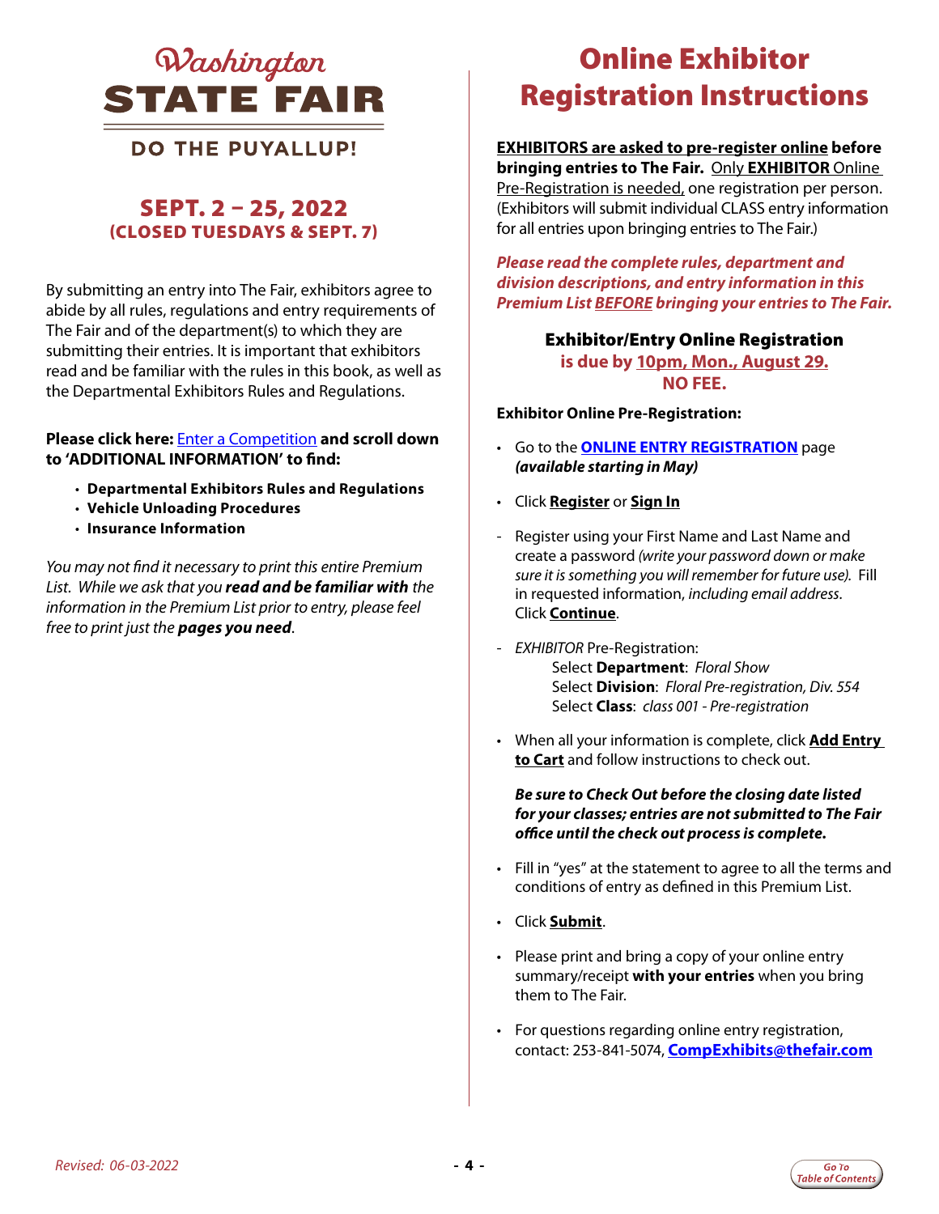# Washington STATE FAIR

**DO THE PUYALLUP!**

## SEPT. 2 – 25, 2022
### (CLOSED TUESDAYS & SEPT. 7)

By submitting an entry into The Fair, exhibitors agree to abide by all rules, regulations and entry requirements of The Fair and of the department(s) to which they are submitting their entries. It is important that exhibitors read and be familiar with the rules in this book, as well as the Departmental Exhibitors Rules and Regulations.

**Please click here:** Enter a Competition **and scroll down to 'ADDITIONAL INFORMATION' to find:**

- **Departmental Exhibitors Rules and Regulations**
- **Vehicle Unloading Procedures**
- **Insurance Information**

*You may not find it necessary to print this entire Premium List. While we ask that you **read and be familiar with** the information in the Premium List prior to entry, please feel free to print just the **pages you need**.*

# Online Exhibitor Registration Instructions

**EXHIBITORS are asked to pre-register online before bringing entries to The Fair.** Only **EXHIBITOR** Online Pre-Registration is needed, one registration per person. (Exhibitors will submit individual CLASS entry information for all entries upon bringing entries to The Fair.)

***Please read the complete rules, department and division descriptions, and entry information in this Premium List BEFORE bringing your entries to The Fair.***

### Exhibitor/Entry Online Registration
**is due by 10pm, Mon., August 29.**
**NO FEE.**

**Exhibitor Online Pre-Registration:**

- Go to the **ONLINE ENTRY REGISTRATION** page ***(available starting in May)***
- Click **Register** or **Sign In**
- Register using your First Name and Last Name and create a password *(write your password down or make sure it is something you will remember for future use).* Fill in requested information, *including email address.* Click **Continue**.
- *EXHIBITOR* Pre-Registration:
  - Select **Department**: *Floral Show*
  - Select **Division**: *Floral Pre-registration, Div. 554*
  - Select **Class**: *class 001 - Pre-registration*
- When all your information is complete, click **Add Entry to Cart** and follow instructions to check out.

  ***Be sure to Check Out before the closing date listed for your classes; entries are not submitted to The Fair office until the check out process is complete.***

- Fill in "yes" at the statement to agree to all the terms and conditions of entry as defined in this Premium List.
- Click **Submit**.
- Please print and bring a copy of your online entry summary/receipt **with your entries** when you bring them to The Fair.
- For questions regarding online entry registration, contact: 253-841-5074, **CompExhibits@thefair.com**

*Revised: 06-03-2022*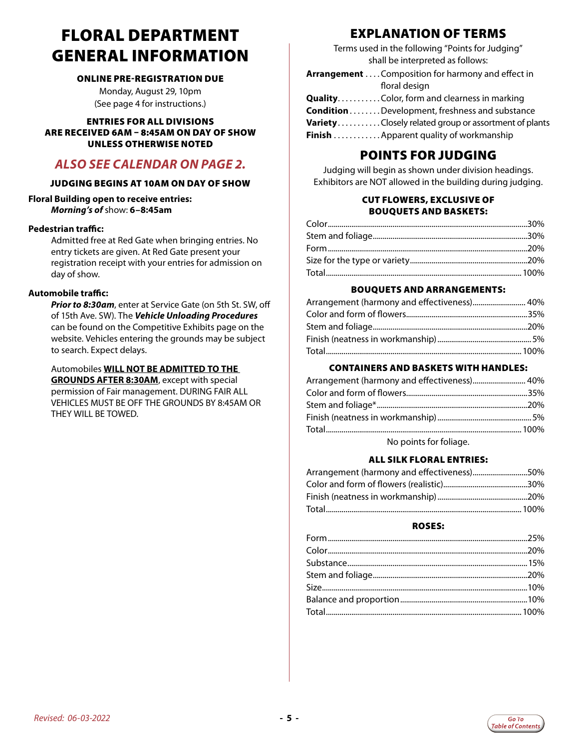# FLORAL DEPARTMENT GENERAL INFORMATION

**ONLINE PRE-REGISTRATION DUE**

Monday, August 29, 10pm
(See page 4 for instructions.)

**ENTRIES FOR ALL DIVISIONS ARE RECEIVED 6AM – 8:45AM ON DAY OF SHOW UNLESS OTHERWISE NOTED**

## *ALSO SEE CALENDAR ON PAGE 2.*

**JUDGING BEGINS AT 10AM ON DAY OF SHOW**

**Floral Building open to receive entries:**
***Morning's of*** show: **6–8:45am**

**Pedestrian traffic:**

Admitted free at Red Gate when bringing entries. No entry tickets are given. At Red Gate present your registration receipt with your entries for admission on day of show.

**Automobile traffic:**

***Prior to 8:30am***, enter at Service Gate (on 5th St. SW, off of 15th Ave. SW). The ***Vehicle Unloading Procedures*** can be found on the Competitive Exhibits page on the website. Vehicles entering the grounds may be subject to search. Expect delays.

Automobiles **WILL NOT BE ADMITTED TO THE GROUNDS AFTER 8:30AM**, except with special permission of Fair management. DURING FAIR ALL VEHICLES MUST BE OFF THE GROUNDS BY 8:45AM OR THEY WILL BE TOWED.

# EXPLANATION OF TERMS

Terms used in the following "Points for Judging" shall be interpreted as follows:

**Arrangement** . . . . Composition for harmony and effect in floral design
**Quality**. . . . . . . . . . . Color, form and clearness in marking
**Condition** . . . . . . . . Development, freshness and substance
**Variety**. . . . . . . . . . . Closely related group or assortment of plants
**Finish** . . . . . . . . . . . . Apparent quality of workmanship

# POINTS FOR JUDGING

Judging will begin as shown under division headings. Exhibitors are NOT allowed in the building during judging.

### CUT FLOWERS, EXCLUSIVE OF BOUQUETS AND BASKETS:

| Criterion | Points |
|---|---|
| Color | 30% |
| Stem and foliage | 30% |
| Form | 20% |
| Size for the type or variety | 20% |
| Total | 100% |

### BOUQUETS AND ARRANGEMENTS:

| Criterion | Points |
|---|---|
| Arrangement (harmony and effectiveness) | 40% |
| Color and form of flowers | 35% |
| Stem and foliage | 20% |
| Finish (neatness in workmanship) | 5% |
| Total | 100% |

### CONTAINERS AND BASKETS WITH HANDLES:

| Criterion | Points |
|---|---|
| Arrangement (harmony and effectiveness) | 40% |
| Color and form of flowers | 35% |
| Stem and foliage* | 20% |
| Finish (neatness in workmanship) | 5% |
| Total | 100% |

No points for foliage.

### ALL SILK FLORAL ENTRIES:

| Criterion | Points |
|---|---|
| Arrangement (harmony and effectiveness) | 50% |
| Color and form of flowers (realistic) | 30% |
| Finish (neatness in workmanship) | 20% |
| Total | 100% |

### ROSES:

| Criterion | Points |
|---|---|
| Form | 25% |
| Color | 20% |
| Substance | 15% |
| Stem and foliage | 20% |
| Size | 10% |
| Balance and proportion | 10% |
| Total | 100% |

*Revised: 06-03-2022*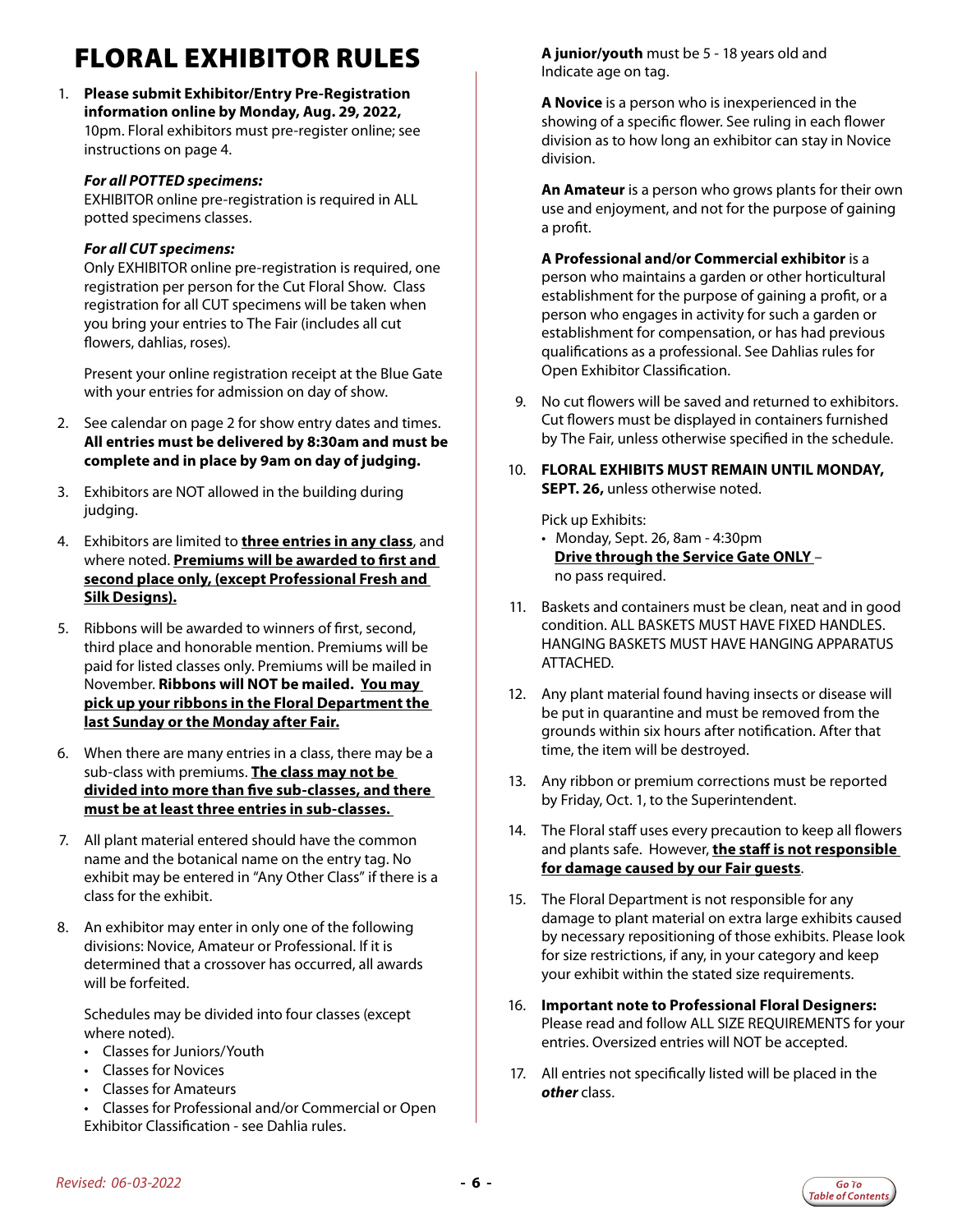# FLORAL EXHIBITOR RULES

1. **Please submit Exhibitor/Entry Pre-Registration information online by Monday, Aug. 29, 2022,** 10pm. Floral exhibitors must pre-register online; see instructions on page 4.

   ***For all POTTED specimens:***
   EXHIBITOR online pre-registration is required in ALL potted specimens classes.

   ***For all CUT specimens:***
   Only EXHIBITOR online pre-registration is required, one registration per person for the Cut Floral Show. Class registration for all CUT specimens will be taken when you bring your entries to The Fair (includes all cut flowers, dahlias, roses).

   Present your online registration receipt at the Blue Gate with your entries for admission on day of show.

2. See calendar on page 2 for show entry dates and times. **All entries must be delivered by 8:30am and must be complete and in place by 9am on day of judging.**

3. Exhibitors are NOT allowed in the building during judging.

4. Exhibitors are limited to **three entries in any class**, and where noted. **Premiums will be awarded to first and second place only, (except Professional Fresh and Silk Designs).**

5. Ribbons will be awarded to winners of first, second, third place and honorable mention. Premiums will be paid for listed classes only. Premiums will be mailed in November. **Ribbons will NOT be mailed. You may pick up your ribbons in the Floral Department the last Sunday or the Monday after Fair.**

6. When there are many entries in a class, there may be a sub-class with premiums. **The class may not be divided into more than five sub-classes, and there must be at least three entries in sub-classes.**

7. All plant material entered should have the common name and the botanical name on the entry tag. No exhibit may be entered in "Any Other Class" if there is a class for the exhibit.

8. An exhibitor may enter in only one of the following divisions: Novice, Amateur or Professional. If it is determined that a crossover has occurred, all awards will be forfeited.

   Schedules may be divided into four classes (except where noted).
   - Classes for Juniors/Youth
   - Classes for Novices
   - Classes for Amateurs
   - Classes for Professional and/or Commercial or Open Exhibitor Classification - see Dahlia rules.

   **A junior/youth** must be 5 - 18 years old and Indicate age on tag.

   **A Novice** is a person who is inexperienced in the showing of a specific flower. See ruling in each flower division as to how long an exhibitor can stay in Novice division.

   **An Amateur** is a person who grows plants for their own use and enjoyment, and not for the purpose of gaining a profit.

   **A Professional and/or Commercial exhibitor** is a person who maintains a garden or other horticultural establishment for the purpose of gaining a profit, or a person who engages in activity for such a garden or establishment for compensation, or has had previous qualifications as a professional. See Dahlias rules for Open Exhibitor Classification.

9. No cut flowers will be saved and returned to exhibitors. Cut flowers must be displayed in containers furnished by The Fair, unless otherwise specified in the schedule.

10. **FLORAL EXHIBITS MUST REMAIN UNTIL MONDAY, SEPT. 26,** unless otherwise noted.

    Pick up Exhibits:
    - Monday, Sept. 26, 8am - 4:30pm
      **Drive through the Service Gate ONLY** – no pass required.

11. Baskets and containers must be clean, neat and in good condition. ALL BASKETS MUST HAVE FIXED HANDLES. HANGING BASKETS MUST HAVE HANGING APPARATUS ATTACHED.

12. Any plant material found having insects or disease will be put in quarantine and must be removed from the grounds within six hours after notification. After that time, the item will be destroyed.

13. Any ribbon or premium corrections must be reported by Friday, Oct. 1, to the Superintendent.

14. The Floral staff uses every precaution to keep all flowers and plants safe. However, **the staff is not responsible for damage caused by our Fair guests**.

15. The Floral Department is not responsible for any damage to plant material on extra large exhibits caused by necessary repositioning of those exhibits. Please look for size restrictions, if any, in your category and keep your exhibit within the stated size requirements.

16. **Important note to Professional Floral Designers:** Please read and follow ALL SIZE REQUIREMENTS for your entries. Oversized entries will NOT be accepted.

17. All entries not specifically listed will be placed in the ***other*** class.

*Revised: 06-03-2022*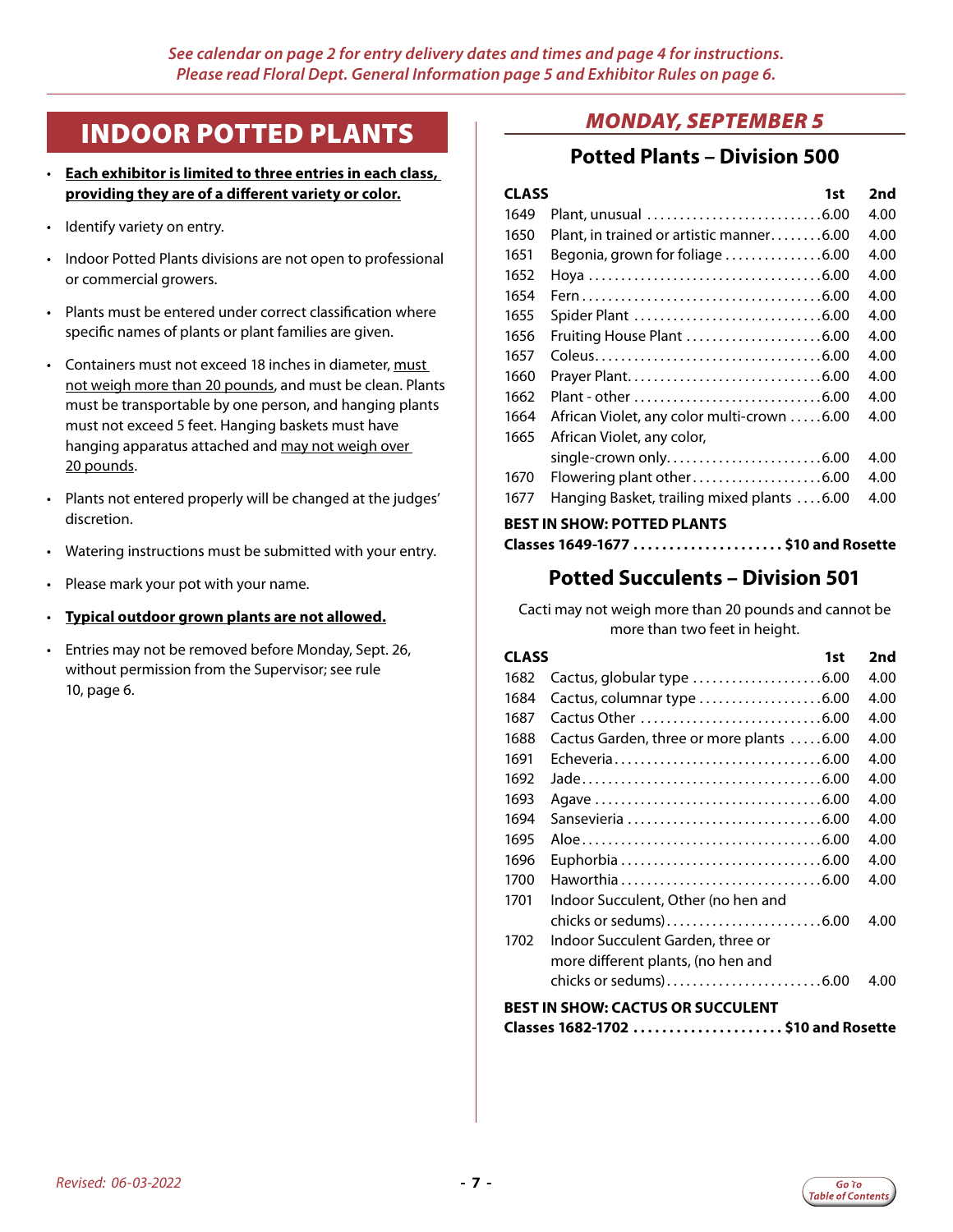*See calendar on page 2 for entry delivery dates and times and page 4 for instructions. Please read Floral Dept. General Information page 5 and Exhibitor Rules on page 6.*

# INDOOR POTTED PLANTS

- **Each exhibitor is limited to three entries in each class, providing they are of a different variety or color.**
- Identify variety on entry.
- Indoor Potted Plants divisions are not open to professional or commercial growers.
- Plants must be entered under correct classification where specific names of plants or plant families are given.
- Containers must not exceed 18 inches in diameter, must not weigh more than 20 pounds, and must be clean. Plants must be transportable by one person, and hanging plants must not exceed 5 feet. Hanging baskets must have hanging apparatus attached and may not weigh over 20 pounds.
- Plants not entered properly will be changed at the judges' discretion.
- Watering instructions must be submitted with your entry.
- Please mark your pot with your name.
- **Typical outdoor grown plants are not allowed.**
- Entries may not be removed before Monday, Sept. 26, without permission from the Supervisor; see rule 10, page 6.

## *MONDAY, SEPTEMBER 5*

### Potted Plants – Division 500

| CLASS | | 1st | 2nd |
|---|---|---|---|
| 1649 | Plant, unusual | 6.00 | 4.00 |
| 1650 | Plant, in trained or artistic manner | 6.00 | 4.00 |
| 1651 | Begonia, grown for foliage | 6.00 | 4.00 |
| 1652 | Hoya | 6.00 | 4.00 |
| 1654 | Fern | 6.00 | 4.00 |
| 1655 | Spider Plant | 6.00 | 4.00 |
| 1656 | Fruiting House Plant | 6.00 | 4.00 |
| 1657 | Coleus | 6.00 | 4.00 |
| 1660 | Prayer Plant | 6.00 | 4.00 |
| 1662 | Plant - other | 6.00 | 4.00 |
| 1664 | African Violet, any color multi-crown | 6.00 | 4.00 |
| 1665 | African Violet, any color, single-crown only | 6.00 | 4.00 |
| 1670 | Flowering plant other | 6.00 | 4.00 |
| 1677 | Hanging Basket, trailing mixed plants | 6.00 | 4.00 |

**BEST IN SHOW: POTTED PLANTS**
**Classes 1649-1677 ..................... $10 and Rosette**

### Potted Succulents – Division 501

Cacti may not weigh more than 20 pounds and cannot be more than two feet in height.

| CLASS | | 1st | 2nd |
|---|---|---|---|
| 1682 | Cactus, globular type | 6.00 | 4.00 |
| 1684 | Cactus, columnar type | 6.00 | 4.00 |
| 1687 | Cactus Other | 6.00 | 4.00 |
| 1688 | Cactus Garden, three or more plants | 6.00 | 4.00 |
| 1691 | Echeveria | 6.00 | 4.00 |
| 1692 | Jade | 6.00 | 4.00 |
| 1693 | Agave | 6.00 | 4.00 |
| 1694 | Sansevieria | 6.00 | 4.00 |
| 1695 | Aloe | 6.00 | 4.00 |
| 1696 | Euphorbia | 6.00 | 4.00 |
| 1700 | Haworthia | 6.00 | 4.00 |
| 1701 | Indoor Succulent, Other (no hen and chicks or sedums) | 6.00 | 4.00 |
| 1702 | Indoor Succulent Garden, three or more different plants, (no hen and chicks or sedums) | 6.00 | 4.00 |

**BEST IN SHOW: CACTUS OR SUCCULENT**
**Classes 1682-1702 ..................... $10 and Rosette**

*Revised: 06-03-2022*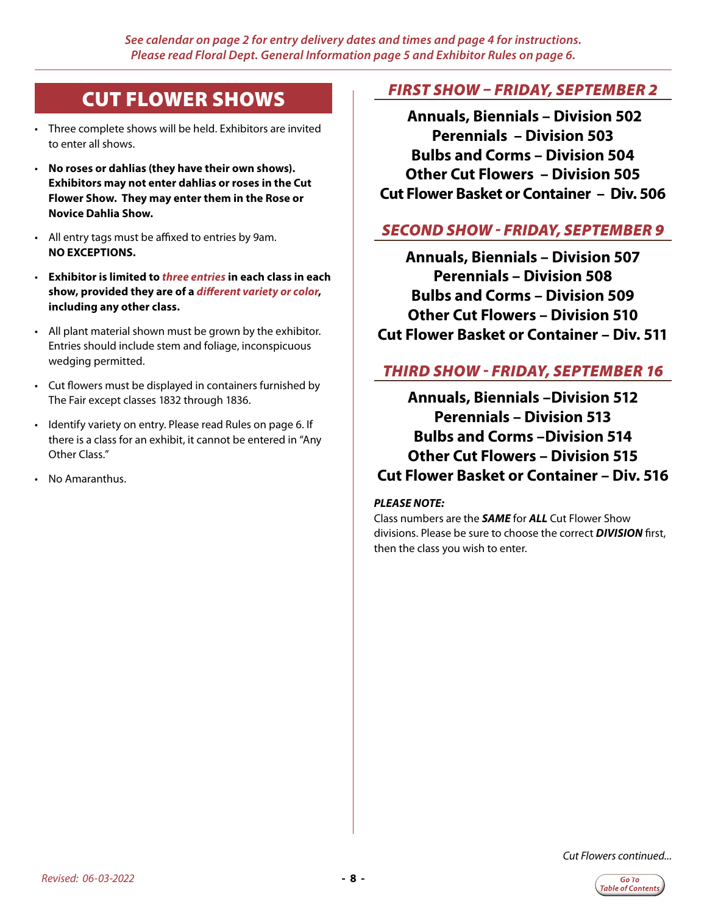*See calendar on page 2 for entry delivery dates and times and page 4 for instructions.*
*Please read Floral Dept. General Information page 5 and Exhibitor Rules on page 6.*

# CUT FLOWER SHOWS

- Three complete shows will be held. Exhibitors are invited to enter all shows.
- **No roses or dahlias (they have their own shows). Exhibitors may not enter dahlias or roses in the Cut Flower Show. They may enter them in the Rose or Novice Dahlia Show.**
- All entry tags must be affixed to entries by 9am. **NO EXCEPTIONS.**
- **Exhibitor is limited to *three entries* in each class in each show, provided they are of a *different variety or color*, including any other class.**
- All plant material shown must be grown by the exhibitor. Entries should include stem and foliage, inconspicuous wedging permitted.
- Cut flowers must be displayed in containers furnished by The Fair except classes 1832 through 1836.
- Identify variety on entry. Please read Rules on page 6. If there is a class for an exhibit, it cannot be entered in "Any Other Class."
- No Amaranthus.

## *FIRST SHOW – FRIDAY, SEPTEMBER 2*

**Annuals, Biennials – Division 502**
**Perennials – Division 503**
**Bulbs and Corms – Division 504**
**Other Cut Flowers – Division 505**
**Cut Flower Basket or Container – Div. 506**

## *SECOND SHOW - FRIDAY, SEPTEMBER 9*

**Annuals, Biennials – Division 507**
**Perennials – Division 508**
**Bulbs and Corms – Division 509**
**Other Cut Flowers – Division 510**
**Cut Flower Basket or Container – Div. 511**

## *THIRD SHOW - FRIDAY, SEPTEMBER 16*

**Annuals, Biennials –Division 512**
**Perennials – Division 513**
**Bulbs and Corms –Division 514**
**Other Cut Flowers – Division 515**
**Cut Flower Basket or Container – Div. 516**

***PLEASE NOTE:***
Class numbers are the ***SAME*** for ***ALL*** Cut Flower Show divisions. Please be sure to choose the correct ***DIVISION*** first, then the class you wish to enter.

*Cut Flowers continued...*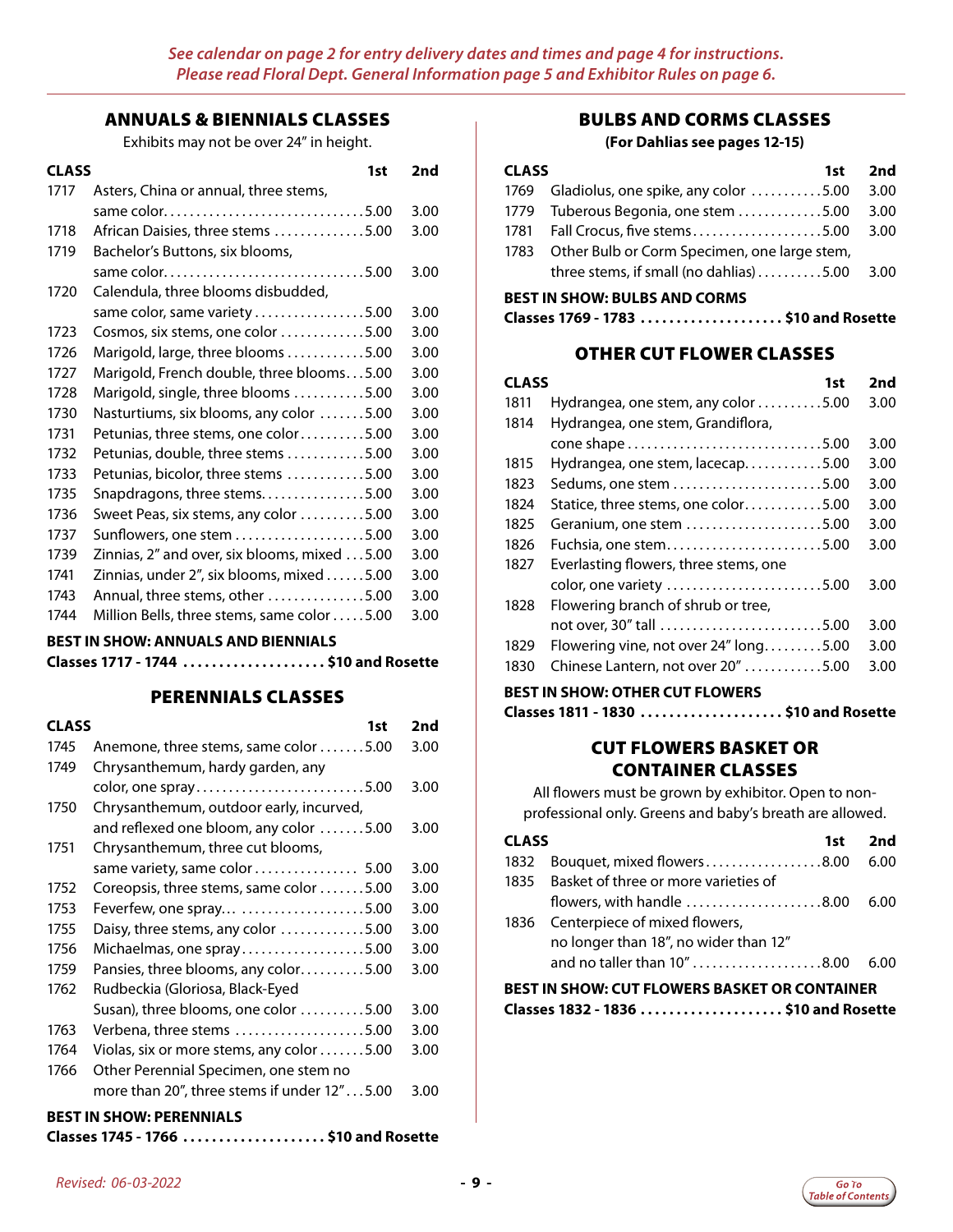*See calendar on page 2 for entry delivery dates and times and page 4 for instructions. Please read Floral Dept. General Information page 5 and Exhibitor Rules on page 6.*

## ANNUALS & BIENNIALS CLASSES

Exhibits may not be over 24" in height.

| CLASS | | 1st | 2nd |
|---|---|---|---|
| 1717 | Asters, China or annual, three stems, same color | 5.00 | 3.00 |
| 1718 | African Daisies, three stems | 5.00 | 3.00 |
| 1719 | Bachelor's Buttons, six blooms, same color | 5.00 | 3.00 |
| 1720 | Calendula, three blooms disbudded, same color, same variety | 5.00 | 3.00 |
| 1723 | Cosmos, six stems, one color | 5.00 | 3.00 |
| 1726 | Marigold, large, three blooms | 5.00 | 3.00 |
| 1727 | Marigold, French double, three blooms | 5.00 | 3.00 |
| 1728 | Marigold, single, three blooms | 5.00 | 3.00 |
| 1730 | Nasturtiums, six blooms, any color | 5.00 | 3.00 |
| 1731 | Petunias, three stems, one color | 5.00 | 3.00 |
| 1732 | Petunias, double, three stems | 5.00 | 3.00 |
| 1733 | Petunias, bicolor, three stems | 5.00 | 3.00 |
| 1735 | Snapdragons, three stems | 5.00 | 3.00 |
| 1736 | Sweet Peas, six stems, any color | 5.00 | 3.00 |
| 1737 | Sunflowers, one stem | 5.00 | 3.00 |
| 1739 | Zinnias, 2" and over, six blooms, mixed | 5.00 | 3.00 |
| 1741 | Zinnias, under 2", six blooms, mixed | 5.00 | 3.00 |
| 1743 | Annual, three stems, other | 5.00 | 3.00 |
| 1744 | Million Bells, three stems, same color | 5.00 | 3.00 |

**BEST IN SHOW: ANNUALS AND BIENNIALS**
**Classes 1717 - 1744 .................... $10 and Rosette**

## PERENNIALS CLASSES

| CLASS | | 1st | 2nd |
|---|---|---|---|
| 1745 | Anemone, three stems, same color | 5.00 | 3.00 |
| 1749 | Chrysanthemum, hardy garden, any color, one spray | 5.00 | 3.00 |
| 1750 | Chrysanthemum, outdoor early, incurved, and reflexed one bloom, any color | 5.00 | 3.00 |
| 1751 | Chrysanthemum, three cut blooms, same variety, same color | 5.00 | 3.00 |
| 1752 | Coreopsis, three stems, same color | 5.00 | 3.00 |
| 1753 | Feverfew, one spray... | 5.00 | 3.00 |
| 1755 | Daisy, three stems, any color | 5.00 | 3.00 |
| 1756 | Michaelmas, one spray | 5.00 | 3.00 |
| 1759 | Pansies, three blooms, any color | 5.00 | 3.00 |
| 1762 | Rudbeckia (Gloriosa, Black-Eyed Susan), three blooms, one color | 5.00 | 3.00 |
| 1763 | Verbena, three stems | 5.00 | 3.00 |
| 1764 | Violas, six or more stems, any color | 5.00 | 3.00 |
| 1766 | Other Perennial Specimen, one stem no more than 20", three stems if under 12" | 5.00 | 3.00 |

**BEST IN SHOW: PERENNIALS**
**Classes 1745 - 1766 .................... $10 and Rosette**

## BULBS AND CORMS CLASSES

**(For Dahlias see pages 12-15)**

| CLASS | | 1st | 2nd |
|---|---|---|---|
| 1769 | Gladiolus, one spike, any color | 5.00 | 3.00 |
| 1779 | Tuberous Begonia, one stem | 5.00 | 3.00 |
| 1781 | Fall Crocus, five stems | 5.00 | 3.00 |
| 1783 | Other Bulb or Corm Specimen, one large stem, three stems, if small (no dahlias) | 5.00 | 3.00 |

**BEST IN SHOW: BULBS AND CORMS**
**Classes 1769 - 1783 .................... $10 and Rosette**

## OTHER CUT FLOWER CLASSES

| CLASS | | 1st | 2nd |
|---|---|---|---|
| 1811 | Hydrangea, one stem, any color | 5.00 | 3.00 |
| 1814 | Hydrangea, one stem, Grandiflora, cone shape | 5.00 | 3.00 |
| 1815 | Hydrangea, one stem, lacecap | 5.00 | 3.00 |
| 1823 | Sedums, one stem | 5.00 | 3.00 |
| 1824 | Statice, three stems, one color | 5.00 | 3.00 |
| 1825 | Geranium, one stem | 5.00 | 3.00 |
| 1826 | Fuchsia, one stem | 5.00 | 3.00 |
| 1827 | Everlasting flowers, three stems, one color, one variety | 5.00 | 3.00 |
| 1828 | Flowering branch of shrub or tree, not over, 30" tall | 5.00 | 3.00 |
| 1829 | Flowering vine, not over 24" long | 5.00 | 3.00 |
| 1830 | Chinese Lantern, not over 20" | 5.00 | 3.00 |

**BEST IN SHOW: OTHER CUT FLOWERS**
**Classes 1811 - 1830 .................... $10 and Rosette**

## CUT FLOWERS BASKET OR CONTAINER CLASSES

All flowers must be grown by exhibitor. Open to non-professional only. Greens and baby's breath are allowed.

| CLASS | | 1st | 2nd |
|---|---|---|---|
| 1832 | Bouquet, mixed flowers | 8.00 | 6.00 |
| 1835 | Basket of three or more varieties of flowers, with handle | 8.00 | 6.00 |
| 1836 | Centerpiece of mixed flowers, no longer than 18", no wider than 12" and no taller than 10" | 8.00 | 6.00 |

**BEST IN SHOW: CUT FLOWERS BASKET OR CONTAINER**
**Classes 1832 - 1836 .................... $10 and Rosette**

*Revised: 06-03-2022*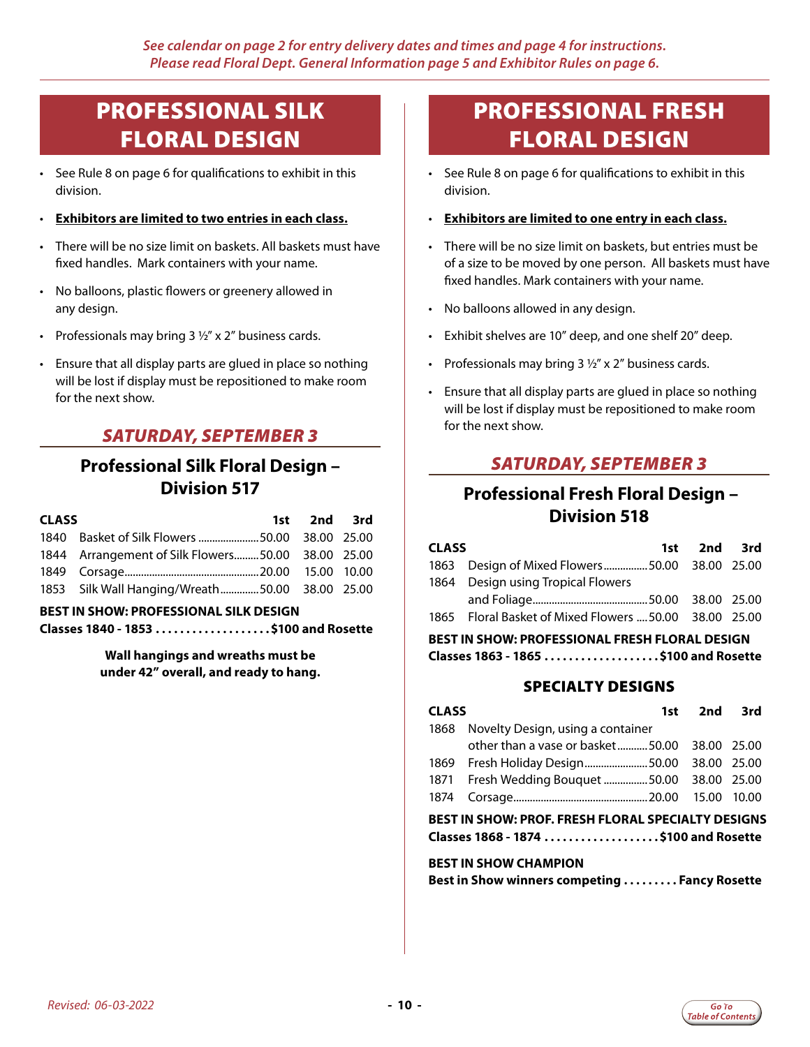*See calendar on page 2 for entry delivery dates and times and page 4 for instructions. Please read Floral Dept. General Information page 5 and Exhibitor Rules on page 6.*

# PROFESSIONAL SILK FLORAL DESIGN

- See Rule 8 on page 6 for qualifications to exhibit in this division.
- **Exhibitors are limited to two entries in each class.**
- There will be no size limit on baskets. All baskets must have fixed handles. Mark containers with your name.
- No balloons, plastic flowers or greenery allowed in any design.
- Professionals may bring 3 ½" x 2" business cards.
- Ensure that all display parts are glued in place so nothing will be lost if display must be repositioned to make room for the next show.

## *SATURDAY, SEPTEMBER 3*

### Professional Silk Floral Design – Division 517

| CLASS | | 1st | 2nd | 3rd |
|---|---|---|---|---|
| 1840 | Basket of Silk Flowers | 50.00 | 38.00 | 25.00 |
| 1844 | Arrangement of Silk Flowers | 50.00 | 38.00 | 25.00 |
| 1849 | Corsage | 20.00 | 15.00 | 10.00 |
| 1853 | Silk Wall Hanging/Wreath | 50.00 | 38.00 | 25.00 |

**BEST IN SHOW: PROFESSIONAL SILK DESIGN**
**Classes 1840 - 1853 . . . . . . . . . . . . . . . . . . . $100 and Rosette**

**Wall hangings and wreaths must be under 42" overall, and ready to hang.**

# PROFESSIONAL FRESH FLORAL DESIGN

- See Rule 8 on page 6 for qualifications to exhibit in this division.
- **Exhibitors are limited to one entry in each class.**
- There will be no size limit on baskets, but entries must be of a size to be moved by one person. All baskets must have fixed handles. Mark containers with your name.
- No balloons allowed in any design.
- Exhibit shelves are 10" deep, and one shelf 20" deep.
- Professionals may bring 3 ½" x 2" business cards.
- Ensure that all display parts are glued in place so nothing will be lost if display must be repositioned to make room for the next show.

## *SATURDAY, SEPTEMBER 3*

### Professional Fresh Floral Design – Division 518

| CLASS | | 1st | 2nd | 3rd |
|---|---|---|---|---|
| 1863 | Design of Mixed Flowers | 50.00 | 38.00 | 25.00 |
| 1864 | Design using Tropical Flowers and Foliage | 50.00 | 38.00 | 25.00 |
| 1865 | Floral Basket of Mixed Flowers | 50.00 | 38.00 | 25.00 |

**BEST IN SHOW: PROFESSIONAL FRESH FLORAL DESIGN**
**Classes 1863 - 1865 . . . . . . . . . . . . . . . . . . . $100 and Rosette**

### SPECIALTY DESIGNS

| CLASS | | 1st | 2nd | 3rd |
|---|---|---|---|---|
| 1868 | Novelty Design, using a container other than a vase or basket | 50.00 | 38.00 | 25.00 |
| 1869 | Fresh Holiday Design | 50.00 | 38.00 | 25.00 |
| 1871 | Fresh Wedding Bouquet | 50.00 | 38.00 | 25.00 |
| 1874 | Corsage | 20.00 | 15.00 | 10.00 |

**BEST IN SHOW: PROF. FRESH FLORAL SPECIALTY DESIGNS**
**Classes 1868 - 1874 . . . . . . . . . . . . . . . . . . . $100 and Rosette**

**BEST IN SHOW CHAMPION**
**Best in Show winners competing . . . . . . . . . Fancy Rosette**

*Revised: 06-03-2022*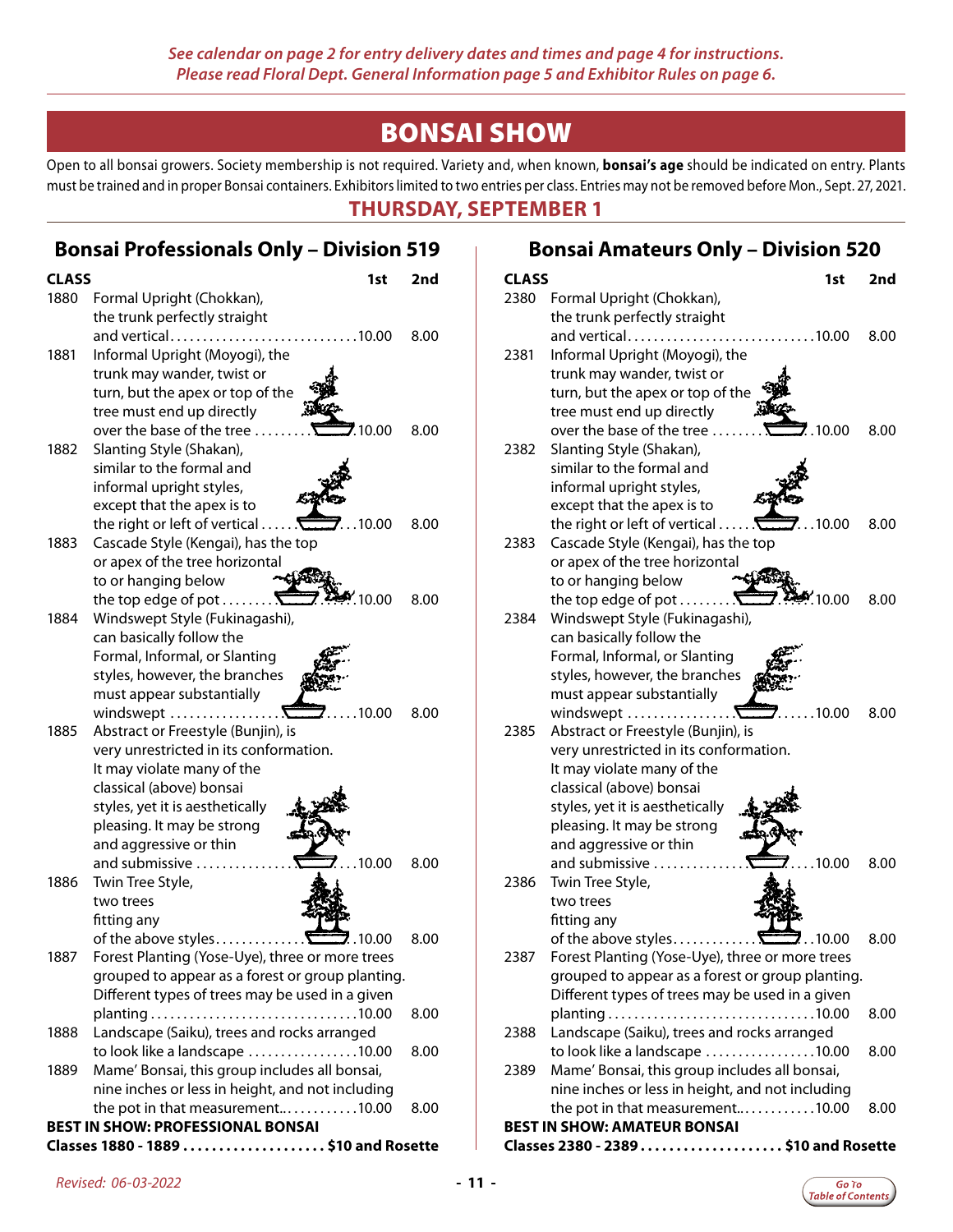*See calendar on page 2 for entry delivery dates and times and page 4 for instructions.*
*Please read Floral Dept. General Information page 5 and Exhibitor Rules on page 6.*

# BONSAI SHOW

Open to all bonsai growers. Society membership is not required. Variety and, when known, **bonsai's age** should be indicated on entry. Plants must be trained and in proper Bonsai containers. Exhibitors limited to two entries per class. Entries may not be removed before Mon., Sept. 27, 2021.

## THURSDAY, SEPTEMBER 1

### Bonsai Professionals Only – Division 519

| CLASS | | 1st | 2nd |
|---|---|---|---|
| 1880 | Formal Upright (Chokkan), the trunk perfectly straight and vertical | 10.00 | 8.00 |
| 1881 | Informal Upright (Moyogi), the trunk may wander, twist or turn, but the apex or top of the tree must end up directly over the base of the tree | 10.00 | 8.00 |
| 1882 | Slanting Style (Shakan), similar to the formal and informal upright styles, except that the apex is to the right or left of vertical | 10.00 | 8.00 |
| 1883 | Cascade Style (Kengai), has the top or apex of the tree horizontal to or hanging below the top edge of pot | 10.00 | 8.00 |
| 1884 | Windswept Style (Fukinagashi), can basically follow the Formal, Informal, or Slanting styles, however, the branches must appear substantially windswept | 10.00 | 8.00 |
| 1885 | Abstract or Freestyle (Bunjin), is very unrestricted in its conformation. It may violate many of the classical (above) bonsai styles, yet it is aesthetically pleasing. It may be strong and aggressive or thin and submissive | 10.00 | 8.00 |
| 1886 | Twin Tree Style, two trees fitting any of the above styles | 10.00 | 8.00 |
| 1887 | Forest Planting (Yose-Uye), three or more trees grouped to appear as a forest or group planting. Different types of trees may be used in a given planting | 10.00 | 8.00 |
| 1888 | Landscape (Saiku), trees and rocks arranged to look like a landscape | 10.00 | 8.00 |
| 1889 | Mame' Bonsai, this group includes all bonsai, nine inches or less in height, and not including the pot in that measurement. | 10.00 | 8.00 |

**BEST IN SHOW: PROFESSIONAL BONSAI**
**Classes 1880 - 1889 .................... $10 and Rosette**

### Bonsai Amateurs Only – Division 520

| CLASS | | 1st | 2nd |
|---|---|---|---|
| 2380 | Formal Upright (Chokkan), the trunk perfectly straight and vertical | 10.00 | 8.00 |
| 2381 | Informal Upright (Moyogi), the trunk may wander, twist or turn, but the apex or top of the tree must end up directly over the base of the tree | 10.00 | 8.00 |
| 2382 | Slanting Style (Shakan), similar to the formal and informal upright styles, except that the apex is to the right or left of vertical | 10.00 | 8.00 |
| 2383 | Cascade Style (Kengai), has the top or apex of the tree horizontal to or hanging below the top edge of pot | 10.00 | 8.00 |
| 2384 | Windswept Style (Fukinagashi), can basically follow the Formal, Informal, or Slanting styles, however, the branches must appear substantially windswept | 10.00 | 8.00 |
| 2385 | Abstract or Freestyle (Bunjin), is very unrestricted in its conformation. It may violate many of the classical (above) bonsai styles, yet it is aesthetically pleasing. It may be strong and aggressive or thin and submissive | 10.00 | 8.00 |
| 2386 | Twin Tree Style, two trees fitting any of the above styles | 10.00 | 8.00 |
| 2387 | Forest Planting (Yose-Uye), three or more trees grouped to appear as a forest or group planting. Different types of trees may be used in a given planting | 10.00 | 8.00 |
| 2388 | Landscape (Saiku), trees and rocks arranged to look like a landscape | 10.00 | 8.00 |
| 2389 | Mame' Bonsai, this group includes all bonsai, nine inches or less in height, and not including the pot in that measurement. | 10.00 | 8.00 |

**BEST IN SHOW: AMATEUR BONSAI**
**Classes 2380 - 2389 .................... $10 and Rosette**

*Revised: 06-03-2022*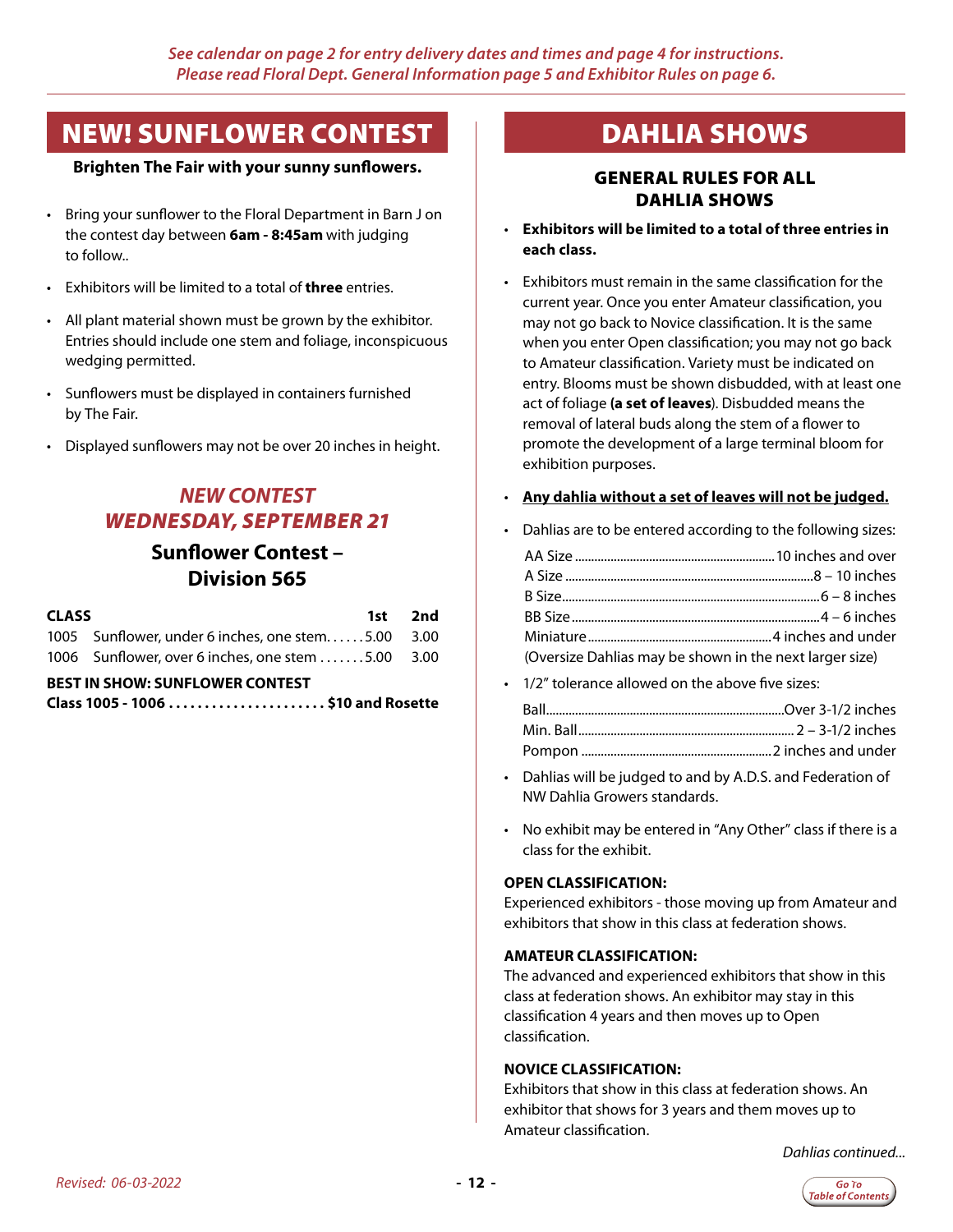*See calendar on page 2 for entry delivery dates and times and page 4 for instructions.*
*Please read Floral Dept. General Information page 5 and Exhibitor Rules on page 6.*

## NEW! SUNFLOWER CONTEST

**Brighten The Fair with your sunny sunflowers.**

- Bring your sunflower to the Floral Department in Barn J on the contest day between **6am - 8:45am** with judging to follow..
- Exhibitors will be limited to a total of **three** entries.
- All plant material shown must be grown by the exhibitor. Entries should include one stem and foliage, inconspicuous wedging permitted.
- Sunflowers must be displayed in containers furnished by The Fair.
- Displayed sunflowers may not be over 20 inches in height.

### *NEW CONTEST*
### *WEDNESDAY, SEPTEMBER 21*

### Sunflower Contest – Division 565

| CLASS | | 1st | 2nd |
|---|---|---|---|
| 1005 | Sunflower, under 6 inches, one stem | 5.00 | 3.00 |
| 1006 | Sunflower, over 6 inches, one stem | 5.00 | 3.00 |

**BEST IN SHOW: SUNFLOWER CONTEST**
**Class 1005 - 1006 ...................... $10 and Rosette**

## DAHLIA SHOWS

### GENERAL RULES FOR ALL DAHLIA SHOWS

- **Exhibitors will be limited to a total of three entries in each class.**
- Exhibitors must remain in the same classification for the current year. Once you enter Amateur classification, you may not go back to Novice classification. It is the same when you enter Open classification; you may not go back to Amateur classification. Variety must be indicated on entry. Blooms must be shown disbudded, with at least one act of foliage **(a set of leaves)**. Disbudded means the removal of lateral buds along the stem of a flower to promote the development of a large terminal bloom for exhibition purposes.
- **Any dahlia without a set of leaves will not be judged.**
- Dahlias are to be entered according to the following sizes:

  AA Size ........................ 10 inches and over
  A Size ........................ 8 – 10 inches
  B Size ........................ 6 – 8 inches
  BB Size ........................ 4 – 6 inches
  Miniature ........................ 4 inches and under
  (Oversize Dahlias may be shown in the next larger size)

- 1/2" tolerance allowed on the above five sizes:

  Ball ........................ Over 3-1/2 inches
  Min. Ball ........................ 2 – 3-1/2 inches
  Pompon ........................ 2 inches and under

- Dahlias will be judged to and by A.D.S. and Federation of NW Dahlia Growers standards.
- No exhibit may be entered in "Any Other" class if there is a class for the exhibit.

**OPEN CLASSIFICATION:**
Experienced exhibitors - those moving up from Amateur and exhibitors that show in this class at federation shows.

**AMATEUR CLASSIFICATION:**
The advanced and experienced exhibitors that show in this class at federation shows. An exhibitor may stay in this classification 4 years and then moves up to Open classification.

**NOVICE CLASSIFICATION:**
Exhibitors that show in this class at federation shows. An exhibitor that shows for 3 years and them moves up to Amateur classification.

*Dahlias continued...*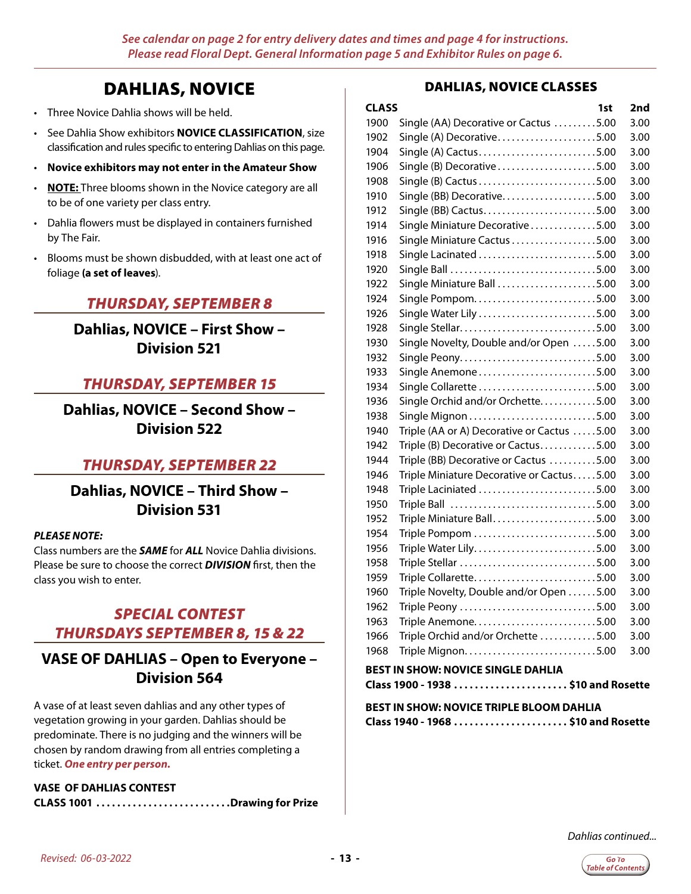*See calendar on page 2 for entry delivery dates and times and page 4 for instructions.*
*Please read Floral Dept. General Information page 5 and Exhibitor Rules on page 6.*

# DAHLIAS, NOVICE

- Three Novice Dahlia shows will be held.
- See Dahlia Show exhibitors **NOVICE CLASSIFICATION**, size classification and rules specific to entering Dahlias on this page.
- **Novice exhibitors may not enter in the Amateur Show**
- **NOTE:** Three blooms shown in the Novice category are all to be of one variety per class entry.
- Dahlia flowers must be displayed in containers furnished by The Fair.
- Blooms must be shown disbudded, with at least one act of foliage **(a set of leaves**).

## *THURSDAY, SEPTEMBER 8*

### Dahlias, NOVICE – First Show – Division 521

## *THURSDAY, SEPTEMBER 15*

### Dahlias, NOVICE – Second Show – Division 522

## *THURSDAY, SEPTEMBER 22*

### Dahlias, NOVICE – Third Show – Division 531

***PLEASE NOTE:***
Class numbers are the ***SAME*** for ***ALL*** Novice Dahlia divisions. Please be sure to choose the correct ***DIVISION*** first, then the class you wish to enter.

## *SPECIAL CONTEST THURSDAYS SEPTEMBER 8, 15 & 22*

### VASE OF DAHLIAS – Open to Everyone – Division 564

A vase of at least seven dahlias and any other types of vegetation growing in your garden. Dahlias should be predominate. There is no judging and the winners will be chosen by random drawing from all entries completing a ticket. ***One entry per person.***

**VASE OF DAHLIAS CONTEST**
**CLASS 1001 .......................... Drawing for Prize**

## DAHLIAS, NOVICE CLASSES

| CLASS | | 1st | 2nd |
|---|---|---|---|
| 1900 | Single (AA) Decorative or Cactus | 5.00 | 3.00 |
| 1902 | Single (A) Decorative | 5.00 | 3.00 |
| 1904 | Single (A) Cactus | 5.00 | 3.00 |
| 1906 | Single (B) Decorative | 5.00 | 3.00 |
| 1908 | Single (B) Cactus | 5.00 | 3.00 |
| 1910 | Single (BB) Decorative | 5.00 | 3.00 |
| 1912 | Single (BB) Cactus | 5.00 | 3.00 |
| 1914 | Single Miniature Decorative | 5.00 | 3.00 |
| 1916 | Single Miniature Cactus | 5.00 | 3.00 |
| 1918 | Single Lacinated | 5.00 | 3.00 |
| 1920 | Single Ball | 5.00 | 3.00 |
| 1922 | Single Miniature Ball | 5.00 | 3.00 |
| 1924 | Single Pompom | 5.00 | 3.00 |
| 1926 | Single Water Lily | 5.00 | 3.00 |
| 1928 | Single Stellar | 5.00 | 3.00 |
| 1930 | Single Novelty, Double and/or Open | 5.00 | 3.00 |
| 1932 | Single Peony | 5.00 | 3.00 |
| 1933 | Single Anemone | 5.00 | 3.00 |
| 1934 | Single Collarette | 5.00 | 3.00 |
| 1936 | Single Orchid and/or Orchette | 5.00 | 3.00 |
| 1938 | Single Mignon | 5.00 | 3.00 |
| 1940 | Triple (AA or A) Decorative or Cactus | 5.00 | 3.00 |
| 1942 | Triple (B) Decorative or Cactus | 5.00 | 3.00 |
| 1944 | Triple (BB) Decorative or Cactus | 5.00 | 3.00 |
| 1946 | Triple Miniature Decorative or Cactus | 5.00 | 3.00 |
| 1948 | Triple Laciniated | 5.00 | 3.00 |
| 1950 | Triple Ball | 5.00 | 3.00 |
| 1952 | Triple Miniature Ball | 5.00 | 3.00 |
| 1954 | Triple Pompom | 5.00 | 3.00 |
| 1956 | Triple Water Lily | 5.00 | 3.00 |
| 1958 | Triple Stellar | 5.00 | 3.00 |
| 1959 | Triple Collarette | 5.00 | 3.00 |
| 1960 | Triple Novelty, Double and/or Open | 5.00 | 3.00 |
| 1962 | Triple Peony | 5.00 | 3.00 |
| 1963 | Triple Anemone | 5.00 | 3.00 |
| 1966 | Triple Orchid and/or Orchette | 5.00 | 3.00 |
| 1968 | Triple Mignon | 5.00 | 3.00 |

**BEST IN SHOW: NOVICE SINGLE DAHLIA**
**Class 1900 - 1938 ...................... $10 and Rosette**

**BEST IN SHOW: NOVICE TRIPLE BLOOM DAHLIA**
**Class 1940 - 1968 ...................... $10 and Rosette**

*Dahlias continued...*

*Revised: 06-03-2022*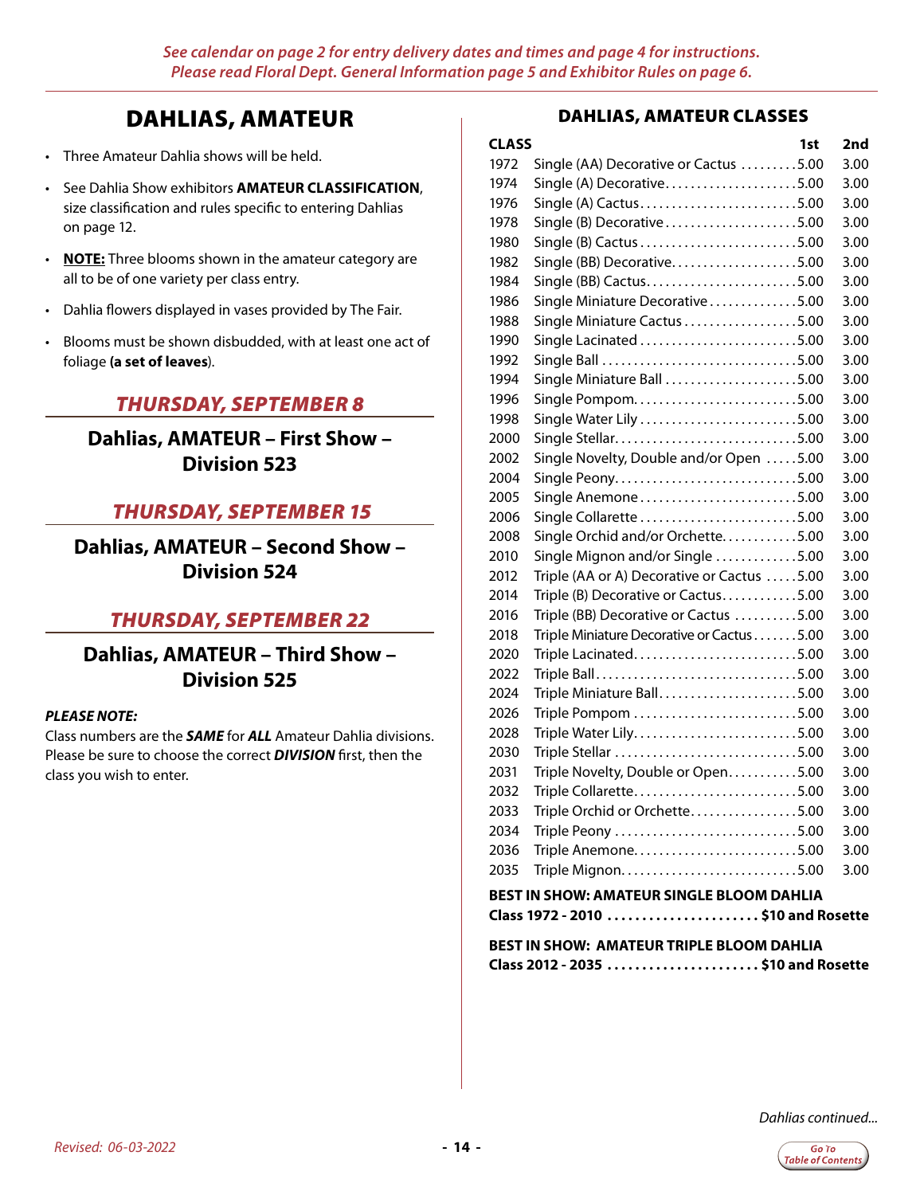*See calendar on page 2 for entry delivery dates and times and page 4 for instructions.*
*Please read Floral Dept. General Information page 5 and Exhibitor Rules on page 6.*

# DAHLIAS, AMATEUR

- Three Amateur Dahlia shows will be held.
- See Dahlia Show exhibitors **AMATEUR CLASSIFICATION**, size classification and rules specific to entering Dahlias on page 12.
- **NOTE:** Three blooms shown in the amateur category are all to be of one variety per class entry.
- Dahlia flowers displayed in vases provided by The Fair.
- Blooms must be shown disbudded, with at least one act of foliage **(a set of leaves)**.

## *THURSDAY, SEPTEMBER 8*

### Dahlias, AMATEUR – First Show – Division 523

## *THURSDAY, SEPTEMBER 15*

### Dahlias, AMATEUR – Second Show – Division 524

## *THURSDAY, SEPTEMBER 22*

### Dahlias, AMATEUR – Third Show – Division 525

***PLEASE NOTE:***
Class numbers are the ***SAME*** for ***ALL*** Amateur Dahlia divisions. Please be sure to choose the correct ***DIVISION*** first, then the class you wish to enter.

## DAHLIAS, AMATEUR CLASSES

| CLASS | | 1st | 2nd |
|---|---|---|---|
| 1972 | Single (AA) Decorative or Cactus | 5.00 | 3.00 |
| 1974 | Single (A) Decorative | 5.00 | 3.00 |
| 1976 | Single (A) Cactus | 5.00 | 3.00 |
| 1978 | Single (B) Decorative | 5.00 | 3.00 |
| 1980 | Single (B) Cactus | 5.00 | 3.00 |
| 1982 | Single (BB) Decorative | 5.00 | 3.00 |
| 1984 | Single (BB) Cactus | 5.00 | 3.00 |
| 1986 | Single Miniature Decorative | 5.00 | 3.00 |
| 1988 | Single Miniature Cactus | 5.00 | 3.00 |
| 1990 | Single Lacinated | 5.00 | 3.00 |
| 1992 | Single Ball | 5.00 | 3.00 |
| 1994 | Single Miniature Ball | 5.00 | 3.00 |
| 1996 | Single Pompom | 5.00 | 3.00 |
| 1998 | Single Water Lily | 5.00 | 3.00 |
| 2000 | Single Stellar | 5.00 | 3.00 |
| 2002 | Single Novelty, Double and/or Open | 5.00 | 3.00 |
| 2004 | Single Peony | 5.00 | 3.00 |
| 2005 | Single Anemone | 5.00 | 3.00 |
| 2006 | Single Collarette | 5.00 | 3.00 |
| 2008 | Single Orchid and/or Orchette | 5.00 | 3.00 |
| 2010 | Single Mignon and/or Single | 5.00 | 3.00 |
| 2012 | Triple (AA or A) Decorative or Cactus | 5.00 | 3.00 |
| 2014 | Triple (B) Decorative or Cactus | 5.00 | 3.00 |
| 2016 | Triple (BB) Decorative or Cactus | 5.00 | 3.00 |
| 2018 | Triple Miniature Decorative or Cactus | 5.00 | 3.00 |
| 2020 | Triple Lacinated | 5.00 | 3.00 |
| 2022 | Triple Ball | 5.00 | 3.00 |
| 2024 | Triple Miniature Ball | 5.00 | 3.00 |
| 2026 | Triple Pompom | 5.00 | 3.00 |
| 2028 | Triple Water Lily | 5.00 | 3.00 |
| 2030 | Triple Stellar | 5.00 | 3.00 |
| 2031 | Triple Novelty, Double or Open | 5.00 | 3.00 |
| 2032 | Triple Collarette | 5.00 | 3.00 |
| 2033 | Triple Orchid or Orchette | 5.00 | 3.00 |
| 2034 | Triple Peony | 5.00 | 3.00 |
| 2036 | Triple Anemone | 5.00 | 3.00 |
| 2035 | Triple Mignon | 5.00 | 3.00 |

**BEST IN SHOW: AMATEUR SINGLE BLOOM DAHLIA**
**Class 1972 - 2010 ...................... $10 and Rosette**

**BEST IN SHOW: AMATEUR TRIPLE BLOOM DAHLIA**
**Class 2012 - 2035 ...................... $10 and Rosette**

*Dahlias continued...*

*Revised: 06-03-2022*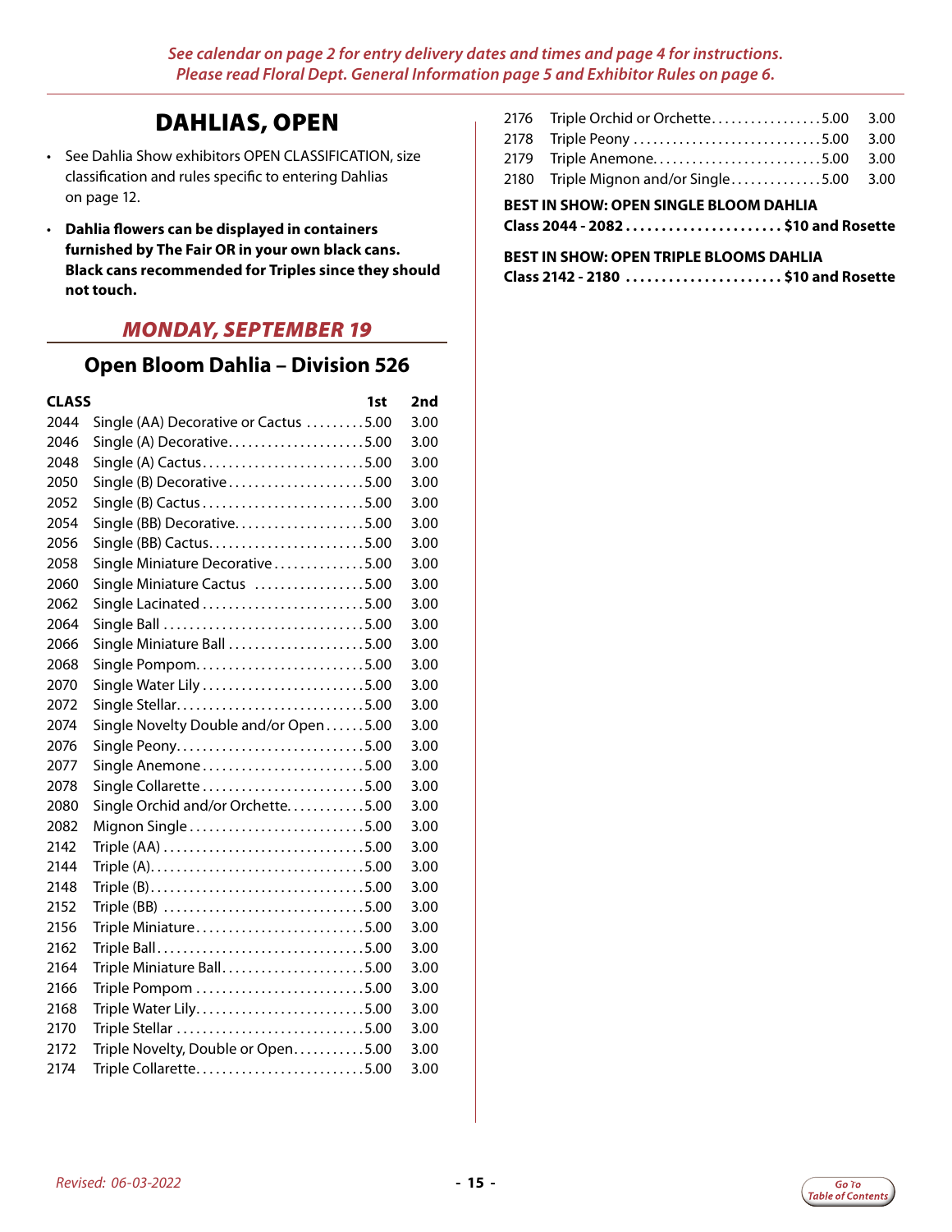*See calendar on page 2 for entry delivery dates and times and page 4 for instructions. Please read Floral Dept. General Information page 5 and Exhibitor Rules on page 6.*

# DAHLIAS, OPEN

- See Dahlia Show exhibitors OPEN CLASSIFICATION, size classification and rules specific to entering Dahlias on page 12.
- **Dahlia flowers can be displayed in containers furnished by The Fair OR in your own black cans. Black cans recommended for Triples since they should not touch.**

## *MONDAY, SEPTEMBER 19*

## Open Bloom Dahlia – Division 526

| CLASS | | 1st | 2nd |
|---|---|---|---|
| 2044 | Single (AA) Decorative or Cactus | 5.00 | 3.00 |
| 2046 | Single (A) Decorative | 5.00 | 3.00 |
| 2048 | Single (A) Cactus | 5.00 | 3.00 |
| 2050 | Single (B) Decorative | 5.00 | 3.00 |
| 2052 | Single (B) Cactus | 5.00 | 3.00 |
| 2054 | Single (BB) Decorative | 5.00 | 3.00 |
| 2056 | Single (BB) Cactus | 5.00 | 3.00 |
| 2058 | Single Miniature Decorative | 5.00 | 3.00 |
| 2060 | Single Miniature Cactus | 5.00 | 3.00 |
| 2062 | Single Lacinated | 5.00 | 3.00 |
| 2064 | Single Ball | 5.00 | 3.00 |
| 2066 | Single Miniature Ball | 5.00 | 3.00 |
| 2068 | Single Pompom | 5.00 | 3.00 |
| 2070 | Single Water Lily | 5.00 | 3.00 |
| 2072 | Single Stellar | 5.00 | 3.00 |
| 2074 | Single Novelty Double and/or Open | 5.00 | 3.00 |
| 2076 | Single Peony | 5.00 | 3.00 |
| 2077 | Single Anemone | 5.00 | 3.00 |
| 2078 | Single Collarette | 5.00 | 3.00 |
| 2080 | Single Orchid and/or Orchette | 5.00 | 3.00 |
| 2082 | Mignon Single | 5.00 | 3.00 |
| 2142 | Triple (AA) | 5.00 | 3.00 |
| 2144 | Triple (A) | 5.00 | 3.00 |
| 2148 | Triple (B) | 5.00 | 3.00 |
| 2152 | Triple (BB) | 5.00 | 3.00 |
| 2156 | Triple Miniature | 5.00 | 3.00 |
| 2162 | Triple Ball | 5.00 | 3.00 |
| 2164 | Triple Miniature Ball | 5.00 | 3.00 |
| 2166 | Triple Pompom | 5.00 | 3.00 |
| 2168 | Triple Water Lily | 5.00 | 3.00 |
| 2170 | Triple Stellar | 5.00 | 3.00 |
| 2172 | Triple Novelty, Double or Open | 5.00 | 3.00 |
| 2174 | Triple Collarette | 5.00 | 3.00 |
| 2176 | Triple Orchid or Orchette | 5.00 | 3.00 |
| 2178 | Triple Peony | 5.00 | 3.00 |
| 2179 | Triple Anemone | 5.00 | 3.00 |
| 2180 | Triple Mignon and/or Single | 5.00 | 3.00 |

**BEST IN SHOW: OPEN SINGLE BLOOM DAHLIA**
**Class 2044 - 2082 ..................... $10 and Rosette**

**BEST IN SHOW: OPEN TRIPLE BLOOMS DAHLIA**
**Class 2142 - 2180 ..................... $10 and Rosette**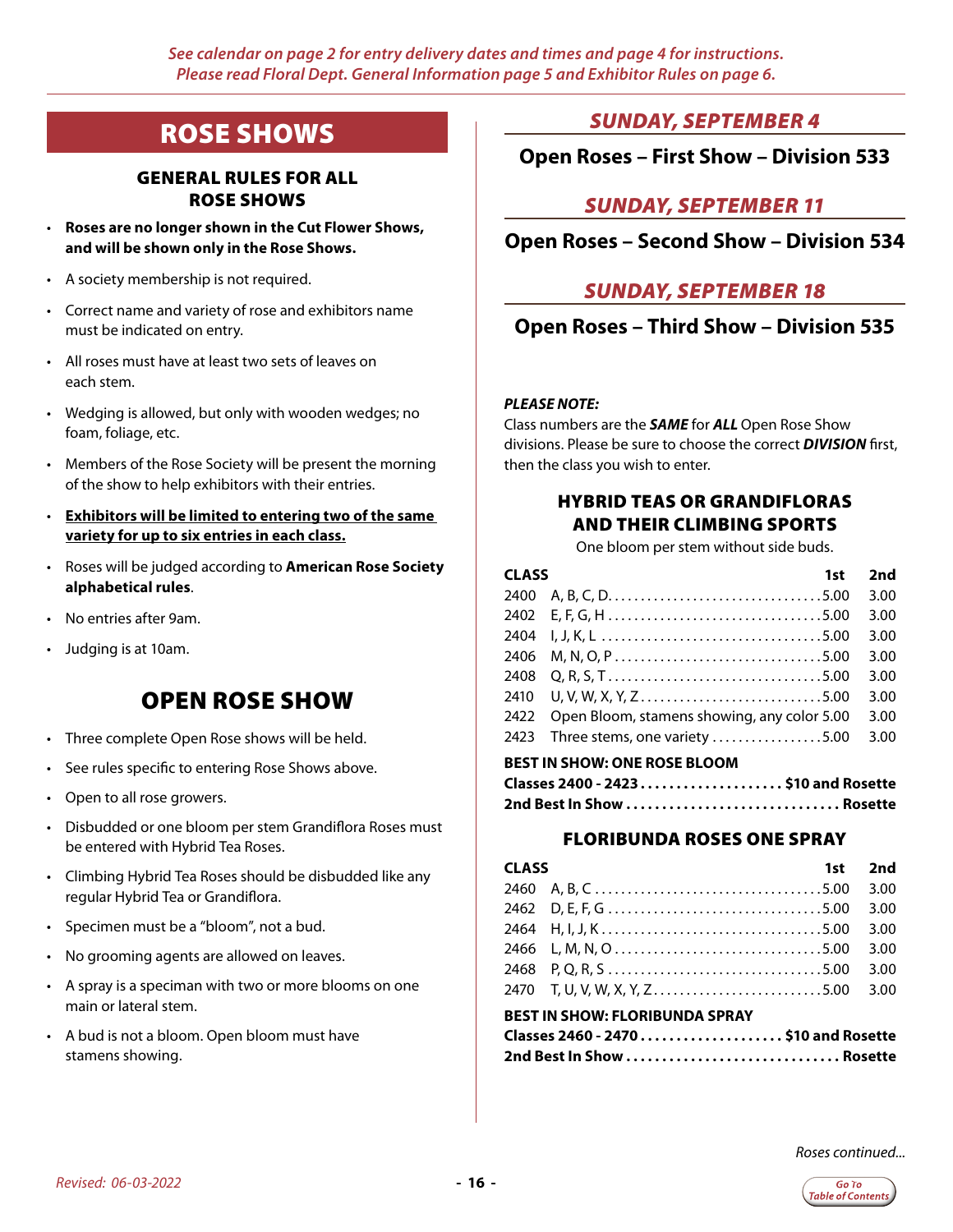*See calendar on page 2 for entry delivery dates and times and page 4 for instructions. Please read Floral Dept. General Information page 5 and Exhibitor Rules on page 6.*

# ROSE SHOWS

### GENERAL RULES FOR ALL ROSE SHOWS

- **Roses are no longer shown in the Cut Flower Shows, and will be shown only in the Rose Shows.**
- A society membership is not required.
- Correct name and variety of rose and exhibitors name must be indicated on entry.
- All roses must have at least two sets of leaves on each stem.
- Wedging is allowed, but only with wooden wedges; no foam, foliage, etc.
- Members of the Rose Society will be present the morning of the show to help exhibitors with their entries.
- **<u>Exhibitors will be limited to entering two of the same variety for up to six entries in each class.</u>**
- Roses will be judged according to **American Rose Society alphabetical rules**.
- No entries after 9am.
- Judging is at 10am.

## OPEN ROSE SHOW

- Three complete Open Rose shows will be held.
- See rules specific to entering Rose Shows above.
- Open to all rose growers.
- Disbudded or one bloom per stem Grandiflora Roses must be entered with Hybrid Tea Roses.
- Climbing Hybrid Tea Roses should be disbudded like any regular Hybrid Tea or Grandiflora.
- Specimen must be a "bloom", not a bud.
- No grooming agents are allowed on leaves.
- A spray is a speciman with two or more blooms on one main or lateral stem.
- A bud is not a bloom. Open bloom must have stamens showing.

## *SUNDAY, SEPTEMBER 4*

### Open Roses – First Show – Division 533

## *SUNDAY, SEPTEMBER 11*

### Open Roses – Second Show – Division 534

## *SUNDAY, SEPTEMBER 18*

### Open Roses – Third Show – Division 535

***PLEASE NOTE:***
Class numbers are the ***SAME*** for ***ALL*** Open Rose Show divisions. Please be sure to choose the correct ***DIVISION*** first, then the class you wish to enter.

### HYBRID TEAS OR GRANDIFLORAS AND THEIR CLIMBING SPORTS

One bloom per stem without side buds.

| CLASS | | 1st | 2nd |
|---|---|---|---|
| 2400 | A, B, C, D | 5.00 | 3.00 |
| 2402 | E, F, G, H | 5.00 | 3.00 |
| 2404 | I, J, K, L | 5.00 | 3.00 |
| 2406 | M, N, O, P | 5.00 | 3.00 |
| 2408 | Q, R, S, T | 5.00 | 3.00 |
| 2410 | U, V, W, X, Y, Z | 5.00 | 3.00 |
| 2422 | Open Bloom, stamens showing, any color | 5.00 | 3.00 |
| 2423 | Three stems, one variety | 5.00 | 3.00 |

**BEST IN SHOW: ONE ROSE BLOOM**
**Classes 2400 - 2423 .................... $10 and Rosette**
**2nd Best In Show .............................. Rosette**

### FLORIBUNDA ROSES ONE SPRAY

| CLASS | | 1st | 2nd |
|---|---|---|---|
| 2460 | A, B, C | 5.00 | 3.00 |
| 2462 | D, E, F, G | 5.00 | 3.00 |
| 2464 | H, I, J, K | 5.00 | 3.00 |
| 2466 | L, M, N, O | 5.00 | 3.00 |
| 2468 | P, Q, R, S | 5.00 | 3.00 |
| 2470 | T, U, V, W, X, Y, Z | 5.00 | 3.00 |

**BEST IN SHOW: FLORIBUNDA SPRAY**
**Classes 2460 - 2470 .................... $10 and Rosette**
**2nd Best In Show .............................. Rosette**

*Roses continued...*

*Revised: 06-03-2022*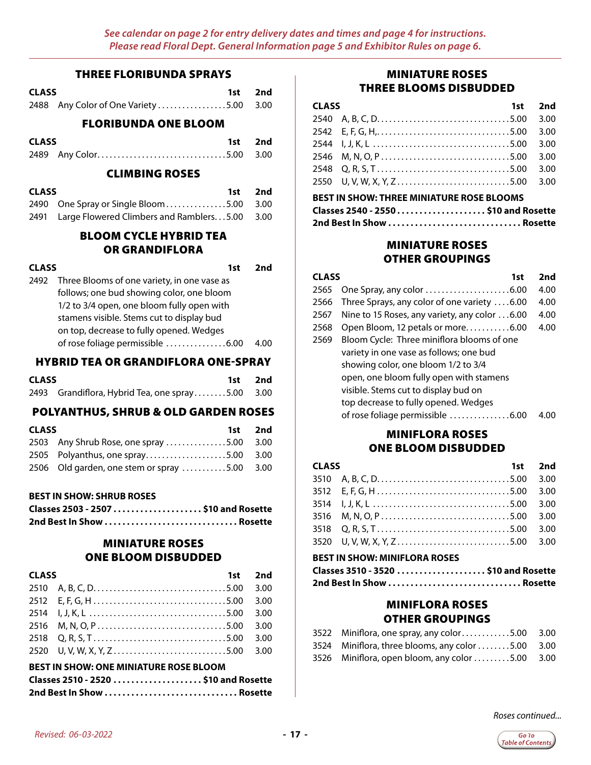*See calendar on page 2 for entry delivery dates and times and page 4 for instructions. Please read Floral Dept. General Information page 5 and Exhibitor Rules on page 6.*

## THREE FLORIBUNDA SPRAYS

| CLASS | | 1st | 2nd |
|---|---|---|---|
| 2488 | Any Color of One Variety | 5.00 | 3.00 |

## FLORIBUNDA ONE BLOOM

| CLASS | | 1st | 2nd |
|---|---|---|---|
| 2489 | Any Color | 5.00 | 3.00 |

## CLIMBING ROSES

| CLASS | | 1st | 2nd |
|---|---|---|---|
| 2490 | One Spray or Single Bloom | 5.00 | 3.00 |
| 2491 | Large Flowered Climbers and Ramblers | 5.00 | 3.00 |

## BLOOM CYCLE HYBRID TEA OR GRANDIFLORA

| CLASS | | 1st | 2nd |
|---|---|---|---|
| 2492 | Three Blooms of one variety, in one vase as follows; one bud showing color, one bloom 1/2 to 3/4 open, one bloom fully open with stamens visible. Stems cut to display bud on top, decrease to fully opened. Wedges of rose foliage permissible | 6.00 | 4.00 |

## HYBRID TEA OR GRANDIFLORA ONE-SPRAY

| CLASS | | 1st | 2nd |
|---|---|---|---|
| 2493 | Grandiflora, Hybrid Tea, one spray | 5.00 | 3.00 |

## POLYANTHUS, SHRUB & OLD GARDEN ROSES

| CLASS | | 1st | 2nd |
|---|---|---|---|
| 2503 | Any Shrub Rose, one spray | 5.00 | 3.00 |
| 2505 | Polyanthus, one spray | 5.00 | 3.00 |
| 2506 | Old garden, one stem or spray | 5.00 | 3.00 |

**BEST IN SHOW: SHRUB ROSES**

**Classes 2503 - 2507 .................... $10 and Rosette**

**2nd Best In Show .............................. Rosette**

## MINIATURE ROSES ONE BLOOM DISBUDDED

| CLASS | | 1st | 2nd |
|---|---|---|---|
| 2510 | A, B, C, D | 5.00 | 3.00 |
| 2512 | E, F, G, H | 5.00 | 3.00 |
| 2514 | I, J, K, L | 5.00 | 3.00 |
| 2516 | M, N, O, P | 5.00 | 3.00 |
| 2518 | Q, R, S, T | 5.00 | 3.00 |
| 2520 | U, V, W, X, Y, Z | 5.00 | 3.00 |

**BEST IN SHOW: ONE MINIATURE ROSE BLOOM**

**Classes 2510 - 2520 .................... $10 and Rosette**

**2nd Best In Show .............................. Rosette**

## MINIATURE ROSES THREE BLOOMS DISBUDDED

| CLASS | | 1st | 2nd |
|---|---|---|---|
| 2540 | A, B, C, D | 5.00 | 3.00 |
| 2542 | E, F, G, H, | 5.00 | 3.00 |
| 2544 | I, J, K, L | 5.00 | 3.00 |
| 2546 | M, N, O, P | 5.00 | 3.00 |
| 2548 | Q, R, S, T | 5.00 | 3.00 |
| 2550 | U, V, W, X, Y, Z | 5.00 | 3.00 |

**BEST IN SHOW: THREE MINIATURE ROSE BLOOMS**

**Classes 2540 - 2550 .................... $10 and Rosette**

**2nd Best In Show .............................. Rosette**

## MINIATURE ROSES OTHER GROUPINGS

| CLASS | | 1st | 2nd |
|---|---|---|---|
| 2565 | One Spray, any color | 6.00 | 4.00 |
| 2566 | Three Sprays, any color of one variety | 6.00 | 4.00 |
| 2567 | Nine to 15 Roses, any variety, any color | 6.00 | 4.00 |
| 2568 | Open Bloom, 12 petals or more | 6.00 | 4.00 |
| 2569 | Bloom Cycle: Three miniflora blooms of one variety in one vase as follows; one bud showing color, one bloom 1/2 to 3/4 open, one bloom fully open with stamens visible. Stems cut to display bud on top decrease to fully opened. Wedges of rose foliage permissible | 6.00 | 4.00 |

## MINIFLORA ROSES ONE BLOOM DISBUDDED

| CLASS | | 1st | 2nd |
|---|---|---|---|
| 3510 | A, B, C, D | 5.00 | 3.00 |
| 3512 | E, F, G, H | 5.00 | 3.00 |
| 3514 | I, J, K, L | 5.00 | 3.00 |
| 3516 | M, N, O, P | 5.00 | 3.00 |
| 3518 | Q, R, S, T | 5.00 | 3.00 |
| 3520 | U, V, W, X, Y, Z | 5.00 | 3.00 |

**BEST IN SHOW: MINIFLORA ROSES**

**Classes 3510 - 3520 .................... $10 and Rosette**

**2nd Best In Show .............................. Rosette**

## MINIFLORA ROSES OTHER GROUPINGS

| | | | |
|---|---|---|---|
| 3522 | Miniflora, one spray, any color | 5.00 | 3.00 |
| 3524 | Miniflora, three blooms, any color | 5.00 | 3.00 |
| 3526 | Miniflora, open bloom, any color | 5.00 | 3.00 |

*Roses continued...*

*Revised: 06-03-2022*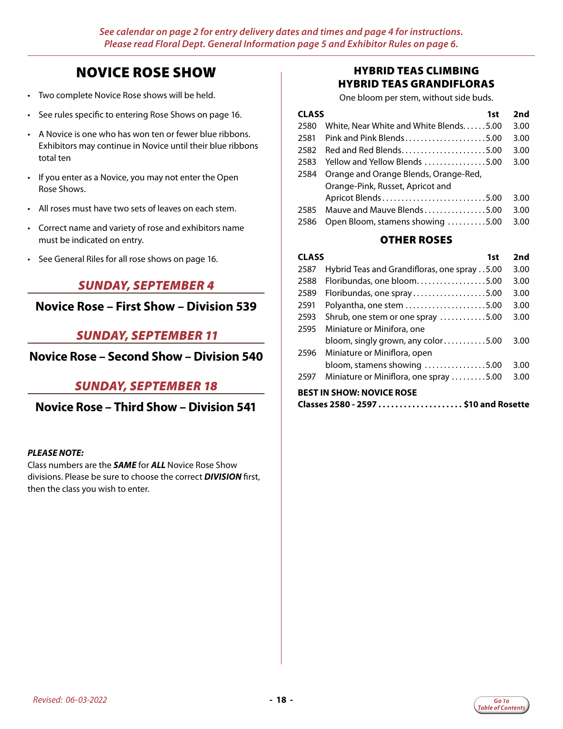*See calendar on page 2 for entry delivery dates and times and page 4 for instructions.*
*Please read Floral Dept. General Information page 5 and Exhibitor Rules on page 6.*

# NOVICE ROSE SHOW

- Two complete Novice Rose shows will be held.
- See rules specific to entering Rose Shows on page 16.
- A Novice is one who has won ten or fewer blue ribbons. Exhibitors may continue in Novice until their blue ribbons total ten
- If you enter as a Novice, you may not enter the Open Rose Shows.
- All roses must have two sets of leaves on each stem.
- Correct name and variety of rose and exhibitors name must be indicated on entry.
- See General Riles for all rose shows on page 16.

## *SUNDAY, SEPTEMBER 4*

### Novice Rose – First Show – Division 539

## *SUNDAY, SEPTEMBER 11*

### Novice Rose – Second Show – Division 540

## *SUNDAY, SEPTEMBER 18*

### Novice Rose – Third Show – Division 541

***PLEASE NOTE:***
Class numbers are the ***SAME*** for ***ALL*** Novice Rose Show divisions. Please be sure to choose the correct ***DIVISION*** first, then the class you wish to enter.

## HYBRID TEAS CLIMBING HYBRID TEAS GRANDIFLORAS

One bloom per stem, without side buds.

| CLASS | | 1st | 2nd |
|---|---|---|---|
| 2580 | White, Near White and White Blends | 5.00 | 3.00 |
| 2581 | Pink and Pink Blends | 5.00 | 3.00 |
| 2582 | Red and Red Blends | 5.00 | 3.00 |
| 2583 | Yellow and Yellow Blends | 5.00 | 3.00 |
| 2584 | Orange and Orange Blends, Orange-Red, Orange-Pink, Russet, Apricot and Apricot Blends | 5.00 | 3.00 |
| 2585 | Mauve and Mauve Blends | 5.00 | 3.00 |
| 2586 | Open Bloom, stamens showing | 5.00 | 3.00 |

## OTHER ROSES

| CLASS | | 1st | 2nd |
|---|---|---|---|
| 2587 | Hybrid Teas and Grandifloras, one spray | 5.00 | 3.00 |
| 2588 | Floribundas, one bloom | 5.00 | 3.00 |
| 2589 | Floribundas, one spray | 5.00 | 3.00 |
| 2591 | Polyantha, one stem | 5.00 | 3.00 |
| 2593 | Shrub, one stem or one spray | 5.00 | 3.00 |
| 2595 | Miniature or Minifora, one bloom, singly grown, any color | 5.00 | 3.00 |
| 2596 | Miniature or Miniflora, open bloom, stamens showing | 5.00 | 3.00 |
| 2597 | Miniature or Miniflora, one spray | 5.00 | 3.00 |

**BEST IN SHOW: NOVICE ROSE**
**Classes 2580 - 2597 .................... $10 and Rosette**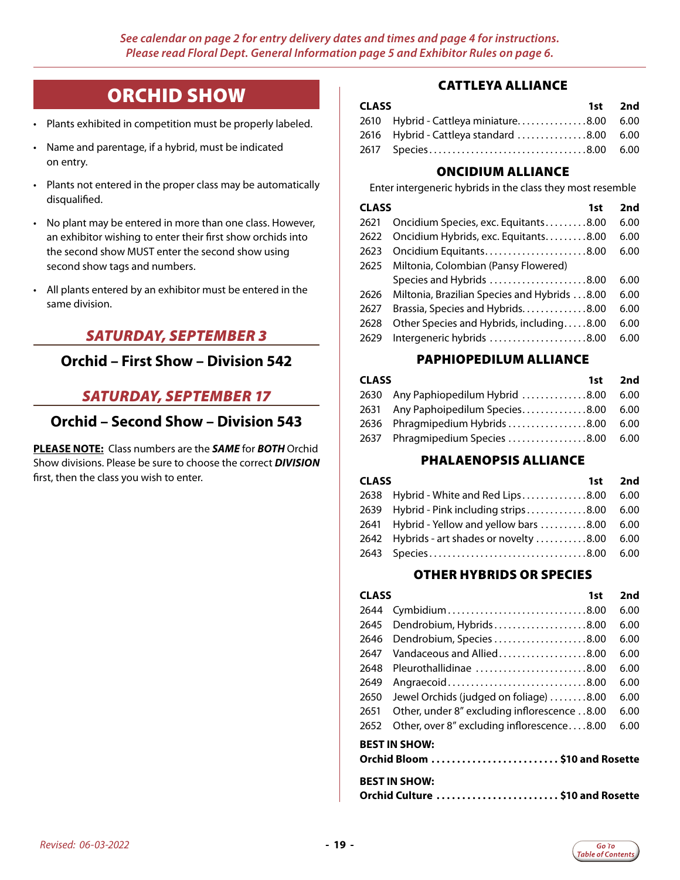*See calendar on page 2 for entry delivery dates and times and page 4 for instructions. Please read Floral Dept. General Information page 5 and Exhibitor Rules on page 6.*

# ORCHID SHOW

- Plants exhibited in competition must be properly labeled.
- Name and parentage, if a hybrid, must be indicated on entry.
- Plants not entered in the proper class may be automatically disqualified.
- No plant may be entered in more than one class. However, an exhibitor wishing to enter their first show orchids into the second show MUST enter the second show using second show tags and numbers.
- All plants entered by an exhibitor must be entered in the same division.

## *SATURDAY, SEPTEMBER 3*

### Orchid – First Show – Division 542

## *SATURDAY, SEPTEMBER 17*

### Orchid – Second Show – Division 543

**PLEASE NOTE:** Class numbers are the ***SAME*** for ***BOTH*** Orchid Show divisions. Please be sure to choose the correct ***DIVISION*** first, then the class you wish to enter.

### CATTLEYA ALLIANCE

| CLASS | | 1st | 2nd |
|---|---|---|---|
| 2610 | Hybrid - Cattleya miniature | 8.00 | 6.00 |
| 2616 | Hybrid - Cattleya standard | 8.00 | 6.00 |
| 2617 | Species | 8.00 | 6.00 |

### ONCIDIUM ALLIANCE

Enter intergeneric hybrids in the class they most resemble

| CLASS | | 1st | 2nd |
|---|---|---|---|
| 2621 | Oncidium Species, exc. Equitants | 8.00 | 6.00 |
| 2622 | Oncidium Hybrids, exc. Equitants | 8.00 | 6.00 |
| 2623 | Oncidium Equitants | 8.00 | 6.00 |
| 2625 | Miltonia, Colombian (Pansy Flowered) Species and Hybrids | 8.00 | 6.00 |
| 2626 | Miltonia, Brazilian Species and Hybrids | 8.00 | 6.00 |
| 2627 | Brassia, Species and Hybrids | 8.00 | 6.00 |
| 2628 | Other Species and Hybrids, including | 8.00 | 6.00 |
| 2629 | Intergeneric hybrids | 8.00 | 6.00 |

### PAPHIOPEDILUM ALLIANCE

| CLASS | | 1st | 2nd |
|---|---|---|---|
| 2630 | Any Paphiopedilum Hybrid | 8.00 | 6.00 |
| 2631 | Any Paphoipedilum Species | 8.00 | 6.00 |
| 2636 | Phragmipedium Hybrids | 8.00 | 6.00 |
| 2637 | Phragmipedium Species | 8.00 | 6.00 |

### PHALAENOPSIS ALLIANCE

| CLASS | | 1st | 2nd |
|---|---|---|---|
| 2638 | Hybrid - White and Red Lips | 8.00 | 6.00 |
| 2639 | Hybrid - Pink including strips | 8.00 | 6.00 |
| 2641 | Hybrid - Yellow and yellow bars | 8.00 | 6.00 |
| 2642 | Hybrids - art shades or novelty | 8.00 | 6.00 |
| 2643 | Species | 8.00 | 6.00 |

### OTHER HYBRIDS OR SPECIES

| CLASS | | 1st | 2nd |
|---|---|---|---|
| 2644 | Cymbidium | 8.00 | 6.00 |
| 2645 | Dendrobium, Hybrids | 8.00 | 6.00 |
| 2646 | Dendrobium, Species | 8.00 | 6.00 |
| 2647 | Vandaceous and Allied | 8.00 | 6.00 |
| 2648 | Pleurothallidinae | 8.00 | 6.00 |
| 2649 | Angraecoid | 8.00 | 6.00 |
| 2650 | Jewel Orchids (judged on foliage) | 8.00 | 6.00 |
| 2651 | Other, under 8" excluding inflorescence | 8.00 | 6.00 |
| 2652 | Other, over 8" excluding inflorescence | 8.00 | 6.00 |

**BEST IN SHOW:**
**Orchid Bloom ......................... $10 and Rosette**

**BEST IN SHOW:**
**Orchid Culture ........................ $10 and Rosette**

*Revised: 06-03-2022*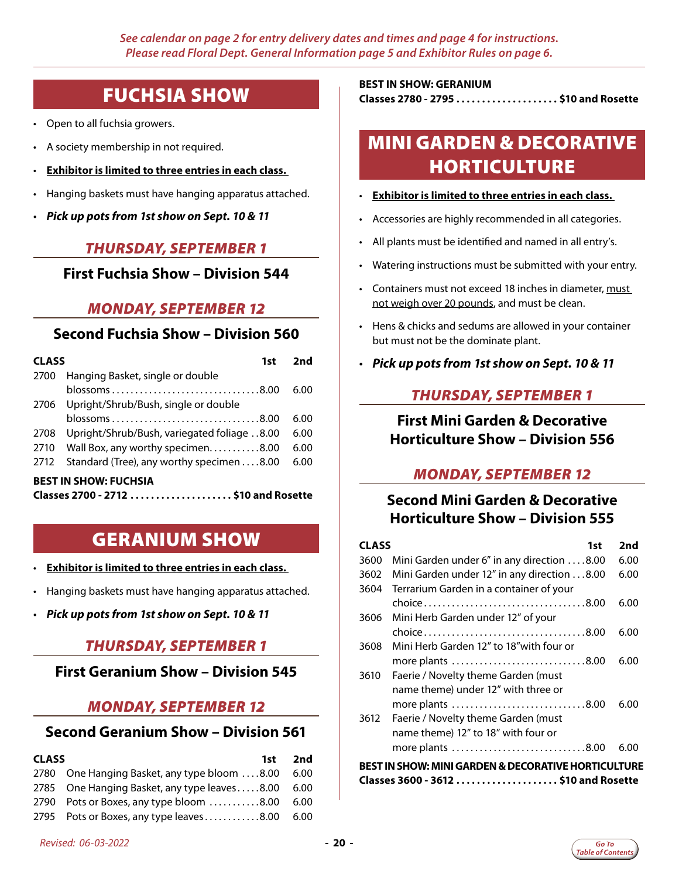*See calendar on page 2 for entry delivery dates and times and page 4 for instructions.*
*Please read Floral Dept. General Information page 5 and Exhibitor Rules on page 6.*

# FUCHSIA SHOW

- Open to all fuchsia growers.
- A society membership in not required.
- **Exhibitor is limited to three entries in each class.**
- Hanging baskets must have hanging apparatus attached.
- ***Pick up pots from 1st show on Sept. 10 & 11***

## *THURSDAY, SEPTEMBER 1*

### First Fuchsia Show – Division 544

## *MONDAY, SEPTEMBER 12*

### Second Fuchsia Show – Division 560

| CLASS | | 1st | 2nd |
|---|---|---|---|
| 2700 | Hanging Basket, single or double blossoms | 8.00 | 6.00 |
| 2706 | Upright/Shrub/Bush, single or double blossoms | 8.00 | 6.00 |
| 2708 | Upright/Shrub/Bush, variegated foliage | 8.00 | 6.00 |
| 2710 | Wall Box, any worthy specimen | 8.00 | 6.00 |
| 2712 | Standard (Tree), any worthy specimen | 8.00 | 6.00 |

**BEST IN SHOW: FUCHSIA**
**Classes 2700 - 2712 .................... $10 and Rosette**

# GERANIUM SHOW

- **Exhibitor is limited to three entries in each class.**
- Hanging baskets must have hanging apparatus attached.
- ***Pick up pots from 1st show on Sept. 10 & 11***

## *THURSDAY, SEPTEMBER 1*

### First Geranium Show – Division 545

## *MONDAY, SEPTEMBER 12*

### Second Geranium Show – Division 561

| CLASS | | 1st | 2nd |
|---|---|---|---|
| 2780 | One Hanging Basket, any type bloom | 8.00 | 6.00 |
| 2785 | One Hanging Basket, any type leaves | 8.00 | 6.00 |
| 2790 | Pots or Boxes, any type bloom | 8.00 | 6.00 |
| 2795 | Pots or Boxes, any type leaves | 8.00 | 6.00 |

**BEST IN SHOW: GERANIUM**
**Classes 2780 - 2795 .................... $10 and Rosette**

# MINI GARDEN & DECORATIVE HORTICULTURE

- **Exhibitor is limited to three entries in each class.**
- Accessories are highly recommended in all categories.
- All plants must be identified and named in all entry's.
- Watering instructions must be submitted with your entry.
- Containers must not exceed 18 inches in diameter, must not weigh over 20 pounds, and must be clean.
- Hens & chicks and sedums are allowed in your container but must not be the dominate plant.
- ***Pick up pots from 1st show on Sept. 10 & 11***

## *THURSDAY, SEPTEMBER 1*

### First Mini Garden & Decorative Horticulture Show – Division 556

## *MONDAY, SEPTEMBER 12*

### Second Mini Garden & Decorative Horticulture Show – Division 555

| CLASS | | 1st | 2nd |
|---|---|---|---|
| 3600 | Mini Garden under 6" in any direction | 8.00 | 6.00 |
| 3602 | Mini Garden under 12" in any direction | 8.00 | 6.00 |
| 3604 | Terrarium Garden in a container of your choice | 8.00 | 6.00 |
| 3606 | Mini Herb Garden under 12" of your choice | 8.00 | 6.00 |
| 3608 | Mini Herb Garden 12" to 18"with four or more plants | 8.00 | 6.00 |
| 3610 | Faerie / Novelty theme Garden (must name theme) under 12" with three or more plants | 8.00 | 6.00 |
| 3612 | Faerie / Novelty theme Garden (must name theme) 12" to 18" with four or more plants | 8.00 | 6.00 |

**BEST IN SHOW: MINI GARDEN & DECORATIVE HORTICULTURE**
**Classes 3600 - 3612 .................... $10 and Rosette**

*Revised: 06-03-2022*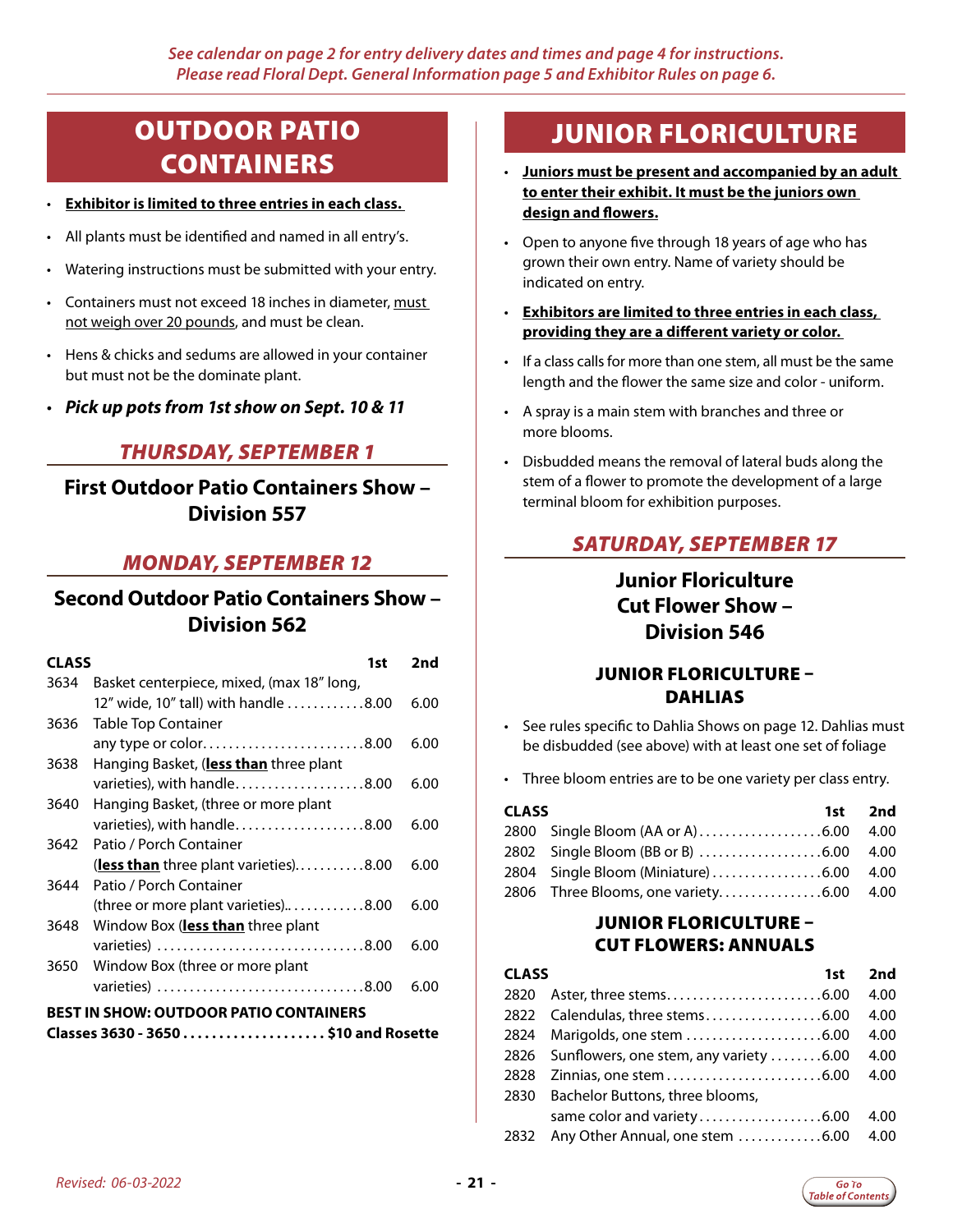*See calendar on page 2 for entry delivery dates and times and page 4 for instructions. Please read Floral Dept. General Information page 5 and Exhibitor Rules on page 6.*

# OUTDOOR PATIO CONTAINERS

- **Exhibitor is limited to three entries in each class.**
- All plants must be identified and named in all entry's.
- Watering instructions must be submitted with your entry.
- Containers must not exceed 18 inches in diameter, must not weigh over 20 pounds, and must be clean.
- Hens & chicks and sedums are allowed in your container but must not be the dominate plant.
- ***Pick up pots from 1st show on Sept. 10 & 11***

## *THURSDAY, SEPTEMBER 1*

### First Outdoor Patio Containers Show – Division 557

## *MONDAY, SEPTEMBER 12*

### Second Outdoor Patio Containers Show – Division 562

| CLASS | | 1st | 2nd |
|---|---|---|---|
| 3634 | Basket centerpiece, mixed, (max 18" long, 12" wide, 10" tall) with handle | 8.00 | 6.00 |
| 3636 | Table Top Container any type or color | 8.00 | 6.00 |
| 3638 | Hanging Basket, (**less than** three plant varieties), with handle | 8.00 | 6.00 |
| 3640 | Hanging Basket, (three or more plant varieties), with handle | 8.00 | 6.00 |
| 3642 | Patio / Porch Container (**less than** three plant varieties) | 8.00 | 6.00 |
| 3644 | Patio / Porch Container (three or more plant varieties). | 8.00 | 6.00 |
| 3648 | Window Box (**less than** three plant varieties) | 8.00 | 6.00 |
| 3650 | Window Box (three or more plant varieties) | 8.00 | 6.00 |

**BEST IN SHOW: OUTDOOR PATIO CONTAINERS**
**Classes 3630 - 3650 .................... $10 and Rosette**

# JUNIOR FLORICULTURE

- **Juniors must be present and accompanied by an adult to enter their exhibit. It must be the juniors own design and flowers.**
- Open to anyone five through 18 years of age who has grown their own entry. Name of variety should be indicated on entry.
- **Exhibitors are limited to three entries in each class, providing they are a different variety or color.**
- If a class calls for more than one stem, all must be the same length and the flower the same size and color - uniform.
- A spray is a main stem with branches and three or more blooms.
- Disbudded means the removal of lateral buds along the stem of a flower to promote the development of a large terminal bloom for exhibition purposes.

## *SATURDAY, SEPTEMBER 17*

### Junior Floriculture Cut Flower Show – Division 546

### JUNIOR FLORICULTURE – DAHLIAS

- See rules specific to Dahlia Shows on page 12. Dahlias must be disbudded (see above) with at least one set of foliage
- Three bloom entries are to be one variety per class entry.

| CLASS | | 1st | 2nd |
|---|---|---|---|
| 2800 | Single Bloom (AA or A) | 6.00 | 4.00 |
| 2802 | Single Bloom (BB or B) | 6.00 | 4.00 |
| 2804 | Single Bloom (Miniature) | 6.00 | 4.00 |
| 2806 | Three Blooms, one variety | 6.00 | 4.00 |

### JUNIOR FLORICULTURE – CUT FLOWERS: ANNUALS

| CLASS | | 1st | 2nd |
|---|---|---|---|
| 2820 | Aster, three stems | 6.00 | 4.00 |
| 2822 | Calendulas, three stems | 6.00 | 4.00 |
| 2824 | Marigolds, one stem | 6.00 | 4.00 |
| 2826 | Sunflowers, one stem, any variety | 6.00 | 4.00 |
| 2828 | Zinnias, one stem | 6.00 | 4.00 |
| 2830 | Bachelor Buttons, three blooms, same color and variety | 6.00 | 4.00 |
| 2832 | Any Other Annual, one stem | 6.00 | 4.00 |

*Revised: 06-03-2022*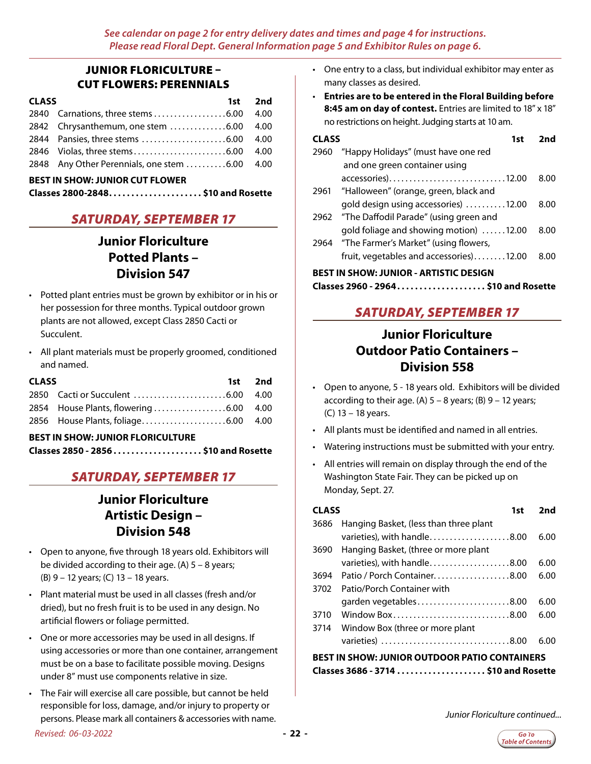*See calendar on page 2 for entry delivery dates and times and page 4 for instructions. Please read Floral Dept. General Information page 5 and Exhibitor Rules on page 6.*

## JUNIOR FLORICULTURE – CUT FLOWERS: PERENNIALS

| CLASS | | 1st | 2nd |
|---|---|---|---|
| 2840 | Carnations, three stems | 6.00 | 4.00 |
| 2842 | Chrysanthemum, one stem | 6.00 | 4.00 |
| 2844 | Pansies, three stems | 6.00 | 4.00 |
| 2846 | Violas, three stems | 6.00 | 4.00 |
| 2848 | Any Other Perennials, one stem | 6.00 | 4.00 |

**BEST IN SHOW: JUNIOR CUT FLOWER**
**Classes 2800-2848.................... $10 and Rosette**

## *SATURDAY, SEPTEMBER 17*

## Junior Floriculture Potted Plants – Division 547

- Potted plant entries must be grown by exhibitor or in his or her possession for three months. Typical outdoor grown plants are not allowed, except Class 2850 Cacti or Succulent.
- All plant materials must be properly groomed, conditioned and named.

| CLASS | | 1st | 2nd |
|---|---|---|---|
| 2850 | Cacti or Succulent | 6.00 | 4.00 |
| 2854 | House Plants, flowering | 6.00 | 4.00 |
| 2856 | House Plants, foliage | 6.00 | 4.00 |

**BEST IN SHOW: JUNIOR FLORICULTURE**
**Classes 2850 - 2856.................... $10 and Rosette**

## *SATURDAY, SEPTEMBER 17*

## Junior Floriculture Artistic Design – Division 548

- Open to anyone, five through 18 years old. Exhibitors will be divided according to their age. (A) 5 – 8 years; (B) 9 – 12 years; (C) 13 – 18 years.
- Plant material must be used in all classes (fresh and/or dried), but no fresh fruit is to be used in any design. No artificial flowers or foliage permitted.
- One or more accessories may be used in all designs. If using accessories or more than one container, arrangement must be on a base to facilitate possible moving. Designs under 8" must use components relative in size.
- The Fair will exercise all care possible, but cannot be held responsible for loss, damage, and/or injury to property or persons. Please mark all containers & accessories with name.
- One entry to a class, but individual exhibitor may enter as many classes as desired.
- **Entries are to be entered in the Floral Building before 8:45 am on day of contest.** Entries are limited to 18" x 18" no restrictions on height. Judging starts at 10 am.

| CLASS | | 1st | 2nd |
|---|---|---|---|
| 2960 | "Happy Holidays" (must have one red and one green container using accessories) | 12.00 | 8.00 |
| 2961 | "Halloween" (orange, green, black and gold design using accessories) | 12.00 | 8.00 |
| 2962 | "The Daffodil Parade" (using green and gold foliage and showing motion) | 12.00 | 8.00 |
| 2964 | "The Farmer's Market" (using flowers, fruit, vegetables and accessories) | 12.00 | 8.00 |

**BEST IN SHOW: JUNIOR - ARTISTIC DESIGN**
**Classes 2960 - 2964.................... $10 and Rosette**

## *SATURDAY, SEPTEMBER 17*

## Junior Floriculture Outdoor Patio Containers – Division 558

- Open to anyone, 5 - 18 years old. Exhibitors will be divided according to their age. (A) 5 – 8 years; (B) 9 – 12 years; (C) 13 – 18 years.
- All plants must be identified and named in all entries.
- Watering instructions must be submitted with your entry.
- All entries will remain on display through the end of the Washington State Fair. They can be picked up on Monday, Sept. 27.

| CLASS | | 1st | 2nd |
|---|---|---|---|
| 3686 | Hanging Basket, (less than three plant varieties), with handle | 8.00 | 6.00 |
| 3690 | Hanging Basket, (three or more plant varieties), with handle | 8.00 | 6.00 |
| 3694 | Patio / Porch Container | 8.00 | 6.00 |
| 3702 | Patio/Porch Container with garden vegetables | 8.00 | 6.00 |
| 3710 | Window Box | 8.00 | 6.00 |
| 3714 | Window Box (three or more plant varieties) | 8.00 | 6.00 |

**BEST IN SHOW: JUNIOR OUTDOOR PATIO CONTAINERS**
**Classes 3686 - 3714.................... $10 and Rosette**

*Junior Floriculture continued...*

*Revised: 06-03-2022*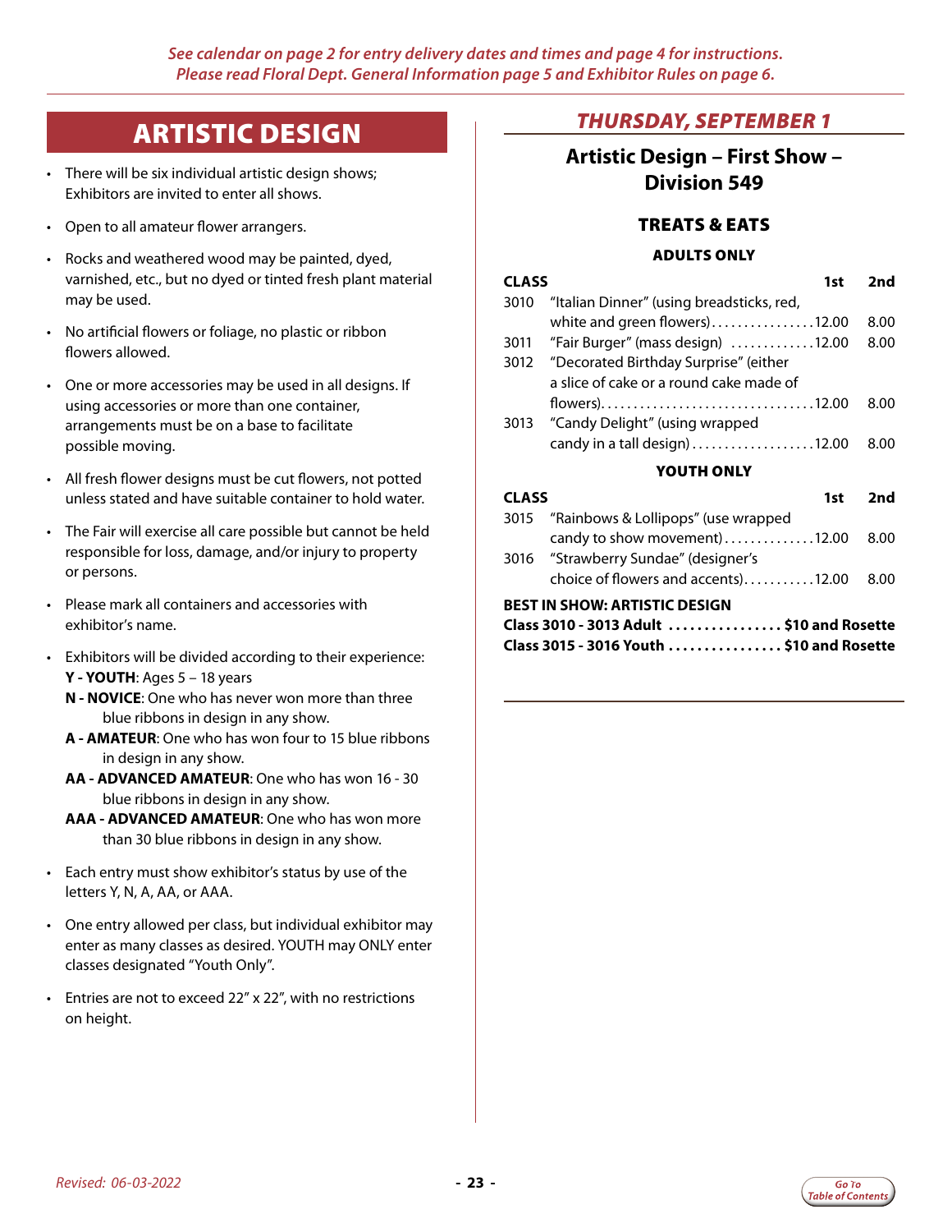*See calendar on page 2 for entry delivery dates and times and page 4 for instructions. Please read Floral Dept. General Information page 5 and Exhibitor Rules on page 6.*

# ARTISTIC DESIGN

- There will be six individual artistic design shows; Exhibitors are invited to enter all shows.
- Open to all amateur flower arrangers.
- Rocks and weathered wood may be painted, dyed, varnished, etc., but no dyed or tinted fresh plant material may be used.
- No artificial flowers or foliage, no plastic or ribbon flowers allowed.
- One or more accessories may be used in all designs. If using accessories or more than one container, arrangements must be on a base to facilitate possible moving.
- All fresh flower designs must be cut flowers, not potted unless stated and have suitable container to hold water.
- The Fair will exercise all care possible but cannot be held responsible for loss, damage, and/or injury to property or persons.
- Please mark all containers and accessories with exhibitor's name.
- Exhibitors will be divided according to their experience:
  - **Y - YOUTH**: Ages 5 – 18 years
  - **N - NOVICE**: One who has never won more than three blue ribbons in design in any show.
  - **A - AMATEUR**: One who has won four to 15 blue ribbons in design in any show.
  - **AA - ADVANCED AMATEUR**: One who has won 16 - 30 blue ribbons in design in any show.
  - **AAA - ADVANCED AMATEUR**: One who has won more than 30 blue ribbons in design in any show.
- Each entry must show exhibitor's status by use of the letters Y, N, A, AA, or AAA.
- One entry allowed per class, but individual exhibitor may enter as many classes as desired. YOUTH may ONLY enter classes designated "Youth Only".
- Entries are not to exceed 22" x 22", with no restrictions on height.

## *THURSDAY, SEPTEMBER 1*

## Artistic Design – First Show – Division 549

### TREATS & EATS

#### ADULTS ONLY

| CLASS | | 1st | 2nd |
|---|---|---|---|
| 3010 | "Italian Dinner" (using breadsticks, red, white and green flowers) | 12.00 | 8.00 |
| 3011 | "Fair Burger" (mass design) | 12.00 | 8.00 |
| 3012 | "Decorated Birthday Surprise" (either a slice of cake or a round cake made of flowers) | 12.00 | 8.00 |
| 3013 | "Candy Delight" (using wrapped candy in a tall design) | 12.00 | 8.00 |

#### YOUTH ONLY

| CLASS | | 1st | 2nd |
|---|---|---|---|
| 3015 | "Rainbows & Lollipops" (use wrapped candy to show movement) | 12.00 | 8.00 |
| 3016 | "Strawberry Sundae" (designer's choice of flowers and accents) | 12.00 | 8.00 |

**BEST IN SHOW: ARTISTIC DESIGN**
**Class 3010 - 3013 Adult ................ $10 and Rosette**
**Class 3015 - 3016 Youth ................ $10 and Rosette**

*Revised: 06-03-2022*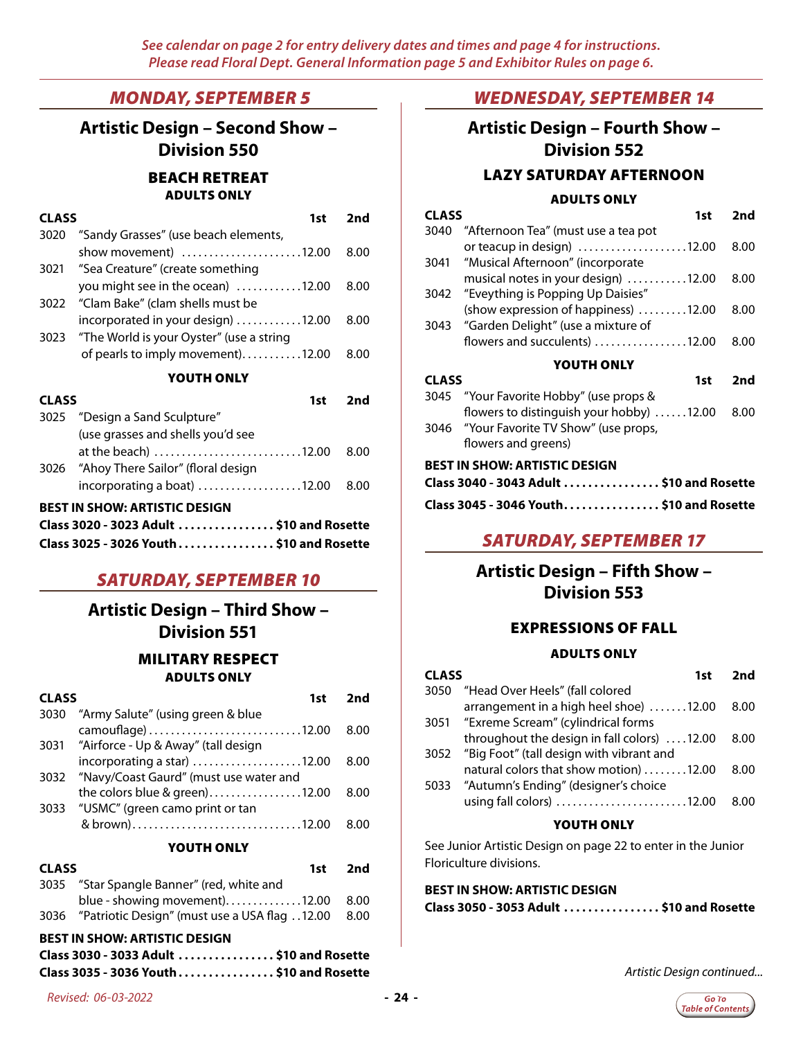*See calendar on page 2 for entry delivery dates and times and page 4 for instructions.*
*Please read Floral Dept. General Information page 5 and Exhibitor Rules on page 6.*

## *MONDAY, SEPTEMBER 5*

### Artistic Design – Second Show – Division 550

#### BEACH RETREAT

**ADULTS ONLY**

| CLASS | | 1st | 2nd |
|---|---|---|---|
| 3020 | "Sandy Grasses" (use beach elements, show movement) | 12.00 | 8.00 |
| 3021 | "Sea Creature" (create something you might see in the ocean) | 12.00 | 8.00 |
| 3022 | "Clam Bake" (clam shells must be incorporated in your design) | 12.00 | 8.00 |
| 3023 | "The World is your Oyster" (use a string of pearls to imply movement) | 12.00 | 8.00 |

**YOUTH ONLY**

| CLASS | | 1st | 2nd |
|---|---|---|---|
| 3025 | "Design a Sand Sculpture" (use grasses and shells you'd see at the beach) | 12.00 | 8.00 |
| 3026 | "Ahoy There Sailor" (floral design incorporating a boat) | 12.00 | 8.00 |

**BEST IN SHOW: ARTISTIC DESIGN**
**Class 3020 - 3023 Adult ................ $10 and Rosette**
**Class 3025 - 3026 Youth ................ $10 and Rosette**

## *SATURDAY, SEPTEMBER 10*

### Artistic Design – Third Show – Division 551

#### MILITARY RESPECT

**ADULTS ONLY**

| CLASS | | 1st | 2nd |
|---|---|---|---|
| 3030 | "Army Salute" (using green & blue camouflage) | 12.00 | 8.00 |
| 3031 | "Airforce - Up & Away" (tall design incorporating a star) | 12.00 | 8.00 |
| 3032 | "Navy/Coast Gaurd" (must use water and the colors blue & green) | 12.00 | 8.00 |
| 3033 | "USMC" (green camo print or tan & brown) | 12.00 | 8.00 |

**YOUTH ONLY**

| CLASS | | 1st | 2nd |
|---|---|---|---|
| 3035 | "Star Spangle Banner" (red, white and blue - showing movement) | 12.00 | 8.00 |
| 3036 | "Patriotic Design" (must use a USA flag | 12.00 | 8.00 |

**BEST IN SHOW: ARTISTIC DESIGN**
**Class 3030 - 3033 Adult ................ $10 and Rosette**
**Class 3035 - 3036 Youth ................ $10 and Rosette**

## *WEDNESDAY, SEPTEMBER 14*

### Artistic Design – Fourth Show – Division 552

#### LAZY SATURDAY AFTERNOON

**ADULTS ONLY**

| CLASS | | 1st | 2nd |
|---|---|---|---|
| 3040 | "Afternoon Tea" (must use a tea pot or teacup in design) | 12.00 | 8.00 |
| 3041 | "Musical Afternoon" (incorporate musical notes in your design) | 12.00 | 8.00 |
| 3042 | "Eveything is Popping Up Daisies" (show expression of happiness) | 12.00 | 8.00 |
| 3043 | "Garden Delight" (use a mixture of flowers and succulents) | 12.00 | 8.00 |

**YOUTH ONLY**

| CLASS | | 1st | 2nd |
|---|---|---|---|
| 3045 | "Your Favorite Hobby" (use props & flowers to distinguish your hobby) | 12.00 | 8.00 |
| 3046 | "Your Favorite TV Show" (use props, flowers and greens) | | |

**BEST IN SHOW: ARTISTIC DESIGN**
**Class 3040 - 3043 Adult ................ $10 and Rosette**
**Class 3045 - 3046 Youth ................ $10 and Rosette**

## *SATURDAY, SEPTEMBER 17*

### Artistic Design – Fifth Show – Division 553

#### EXPRESSIONS OF FALL

**ADULTS ONLY**

| CLASS | | 1st | 2nd |
|---|---|---|---|
| 3050 | "Head Over Heels" (fall colored arrangement in a high heel shoe) | 12.00 | 8.00 |
| 3051 | "Exreme Scream" (cylindrical forms throughout the design in fall colors) | 12.00 | 8.00 |
| 3052 | "Big Foot" (tall design with vibrant and natural colors that show motion) | 12.00 | 8.00 |
| 5033 | "Autumn's Ending" (designer's choice using fall colors) | 12.00 | 8.00 |

**YOUTH ONLY**

See Junior Artistic Design on page 22 to enter in the Junior Floriculture divisions.

**BEST IN SHOW: ARTISTIC DESIGN**
**Class 3050 - 3053 Adult ................ $10 and Rosette**

*Artistic Design continued...*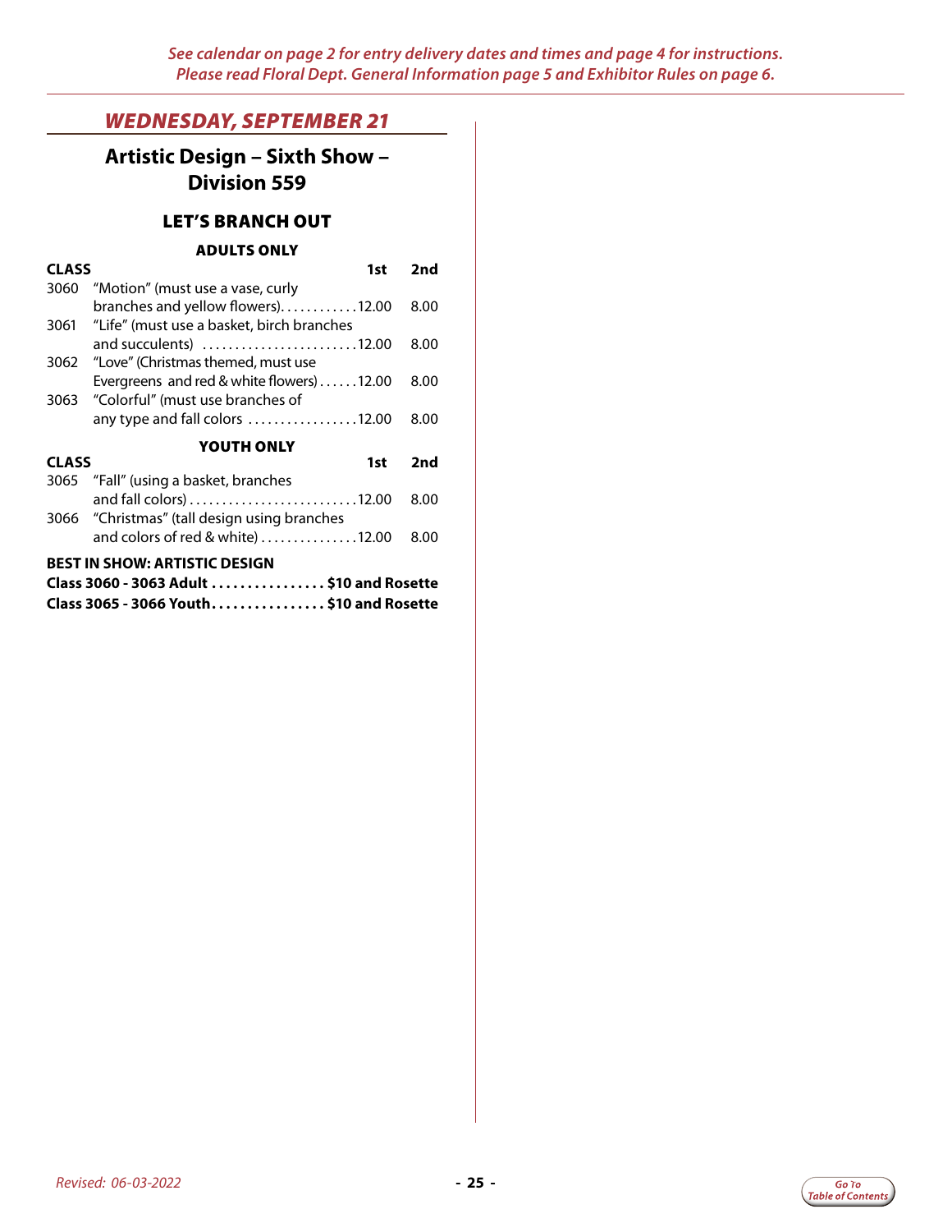*See calendar on page 2 for entry delivery dates and times and page 4 for instructions.*
*Please read Floral Dept. General Information page 5 and Exhibitor Rules on page 6.*

## *WEDNESDAY, SEPTEMBER 21*

## Artistic Design – Sixth Show – Division 559

### LET'S BRANCH OUT

#### ADULTS ONLY

| CLASS | | 1st | 2nd |
|---|---|---|---|
| 3060 | "Motion" (must use a vase, curly branches and yellow flowers) | 12.00 | 8.00 |
| 3061 | "Life" (must use a basket, birch branches and succulents) | 12.00 | 8.00 |
| 3062 | "Love" (Christmas themed, must use Evergreens and red & white flowers) | 12.00 | 8.00 |
| 3063 | "Colorful" (must use branches of any type and fall colors | 12.00 | 8.00 |

#### YOUTH ONLY

| CLASS | | 1st | 2nd |
|---|---|---|---|
| 3065 | "Fall" (using a basket, branches and fall colors) | 12.00 | 8.00 |
| 3066 | "Christmas" (tall design using branches and colors of red & white) | 12.00 | 8.00 |

**BEST IN SHOW: ARTISTIC DESIGN**

**Class 3060 - 3063 Adult ................ $10 and Rosette**

**Class 3065 - 3066 Youth................ $10 and Rosette**

*Revised: 06-03-2022*